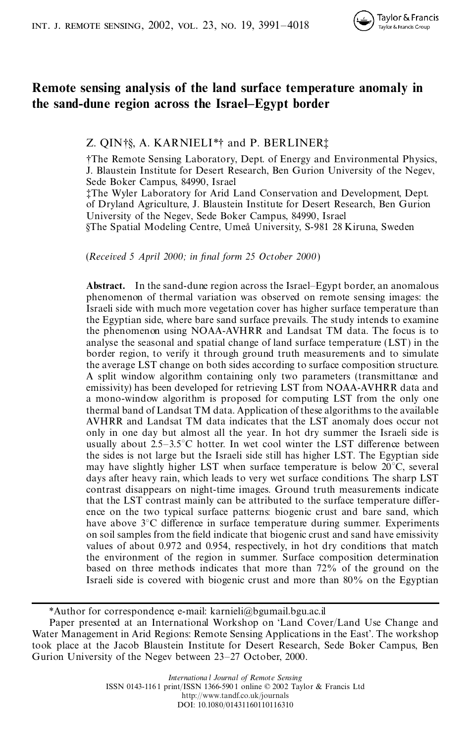# Remote sensing analysis of the land surface temperature anomaly in the sand-dune region across the Israel–Egypt border

Z. QIN†§, A. KARNIELI*† and P. BERLINER‡

†The Remote Sensing Laboratory, Dept. of Energy and Environmental Physics, J. Blaustein Institute for Desert Research, Ben Gurion University of the Negev, Sede Boker Campus, 84990, Israel

‡The Wyler Laboratory for Arid Land Conservation and Development, Dept. of Dryland Agriculture, J. Blaustein Institute for Desert Research, Ben Gurion University of the Negev, Sede Boker Campus, 84990, Israel

§The Spatial Modeling Centre, Umeå University, S-981 28 Kiruna, Sweden

(*Received 5 April 2000; in final form 25 October 2000*)

**Abstract.** In the sand-dune region across the Israel–Egypt border, an anomalous phenomenon of thermal variation was observed on remote sensing images: the Israeli side with much more vegetation cover has higher surface temperature than the Egyptian side, where bare sand surface prevails. The study intends to examine the phenomenon using NOAA-AVHRR and Landsat TM data. The focus is to analyse the seasonal and spatial change of land surface temperature (LST) in the border region, to verify it through ground truth measurements and to simulate the average LST change on both sides according to surface composition structure. A split window algorithm containing only two parameters (transmittance and emissivity) has been developed for retrieving LST from NOAA-AVHRR data and a mono-window algorithm is proposed for computing LST from the only one thermal band of Landsat TM data. Application of these algorithms to the available AVHRR and Landsat TM data indicates that the LST anomaly does occur not only in one day but almost all the year. In hot dry summer the Israeli side is usually about 2.5–3.5°C hotter. In wet cool winter the LST difference between the sides is not large but the Israeli side still has higher LST. The Egyptian side may have slightly higher LST when surface temperature is below 20°C, several days after heavy rain, which leads to very wet surface conditions. The sharp LST contrast disappears on night-time images. Ground truth measurements indicate that the LST contrast mainly can be attributed to the surface temperature difference on the two typical surface patterns: biogenic crust and bare sand, which have above 3°C difference in surface temperature during summer. Experiments on soil samples from the field indicate that biogenic crust and sand have emissivity values of about 0.972 and 0.954, respectively, in hot dry conditions that match the environment of the region in summer. Surface composition determination based on three methods indicates that more than 72% of the ground on the Israeli side is covered with biogenic crust and more than 80% on the Egyptian

---

*Author for correspondence, e-mail: karnieli@bgumail.bgu.ac.il

Paper presented at an International Workshop on 'Land Cover/Land Use Change and Water Management in Arid Regions: Remote Sensing Applications in the East'. The workshop took place at the Jacob Blaustein Institute for Desert Research, Sede Boker Campus, Ben Gurion University of the Negev between 23–27 October, 2000.

*International Journal of Remote Sensing*
ISSN 0143-1161 print/ISSN 1366-5901 online © 2002 Taylor & Francis Ltd
http://www.tandf.co.uk/journals
DOI: 10.1080/01431160110116310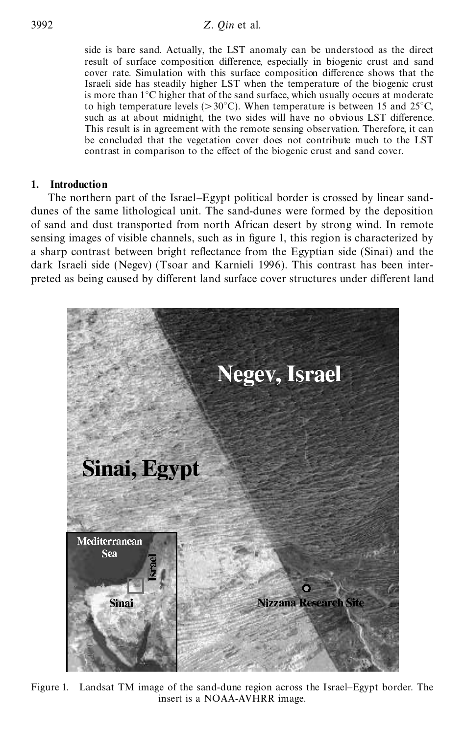side is bare sand. Actually, the LST anomaly can be understood as the direct result of surface composition difference, especially in biogenic crust and sand cover rate. Simulation with this surface composition difference shows that the Israeli side has steadily higher LST when the temperature of the biogenic crust is more than 1°C higher that of the sand surface, which usually occurs at moderate to high temperature levels (>30°C). When temperature is between 15 and 25°C, such as at about midnight, the two sides will have no obvious LST difference. This result is in agreement with the remote sensing observation. Therefore, it can be concluded that the vegetation cover does not contribute much to the LST contrast in comparison to the effect of the biogenic crust and sand cover.

## 1. Introduction

The northern part of the Israel–Egypt political border is crossed by linear sand-dunes of the same lithological unit. The sand-dunes were formed by the deposition of sand and dust transported from north African desert by strong wind. In remote sensing images of visible channels, such as in figure 1, this region is characterized by a sharp contrast between bright reflectance from the Egyptian side (Sinai) and the dark Israeli side (Negev) (Tsoar and Karnieli 1996). This contrast has been interpreted as being caused by different land surface cover structures under different land

Figure 1. Landsat TM image of the sand-dune region across the Israel–Egypt border. The insert is a NOAA-AVHRR image.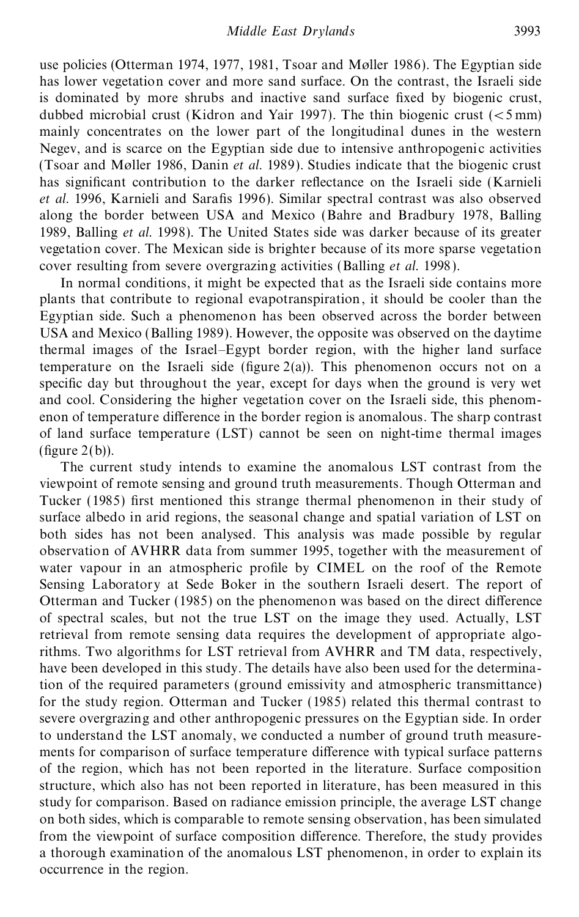use policies (Otterman 1974, 1977, 1981, Tsoar and Møller 1986). The Egyptian side has lower vegetation cover and more sand surface. On the contrast, the Israeli side is dominated by more shrubs and inactive sand surface fixed by biogenic crust, dubbed microbial crust (Kidron and Yair 1997). The thin biogenic crust (<5 mm) mainly concentrates on the lower part of the longitudinal dunes in the western Negev, and is scarce on the Egyptian side due to intensive anthropogenic activities (Tsoar and Møller 1986, Danin *et al.* 1989). Studies indicate that the biogenic crust has significant contribution to the darker reflectance on the Israeli side (Karnieli *et al.* 1996, Karnieli and Sarafis 1996). Similar spectral contrast was also observed along the border between USA and Mexico (Bahre and Bradbury 1978, Balling 1989, Balling *et al.* 1998). The United States side was darker because of its greater vegetation cover. The Mexican side is brighter because of its more sparse vegetation cover resulting from severe overgrazing activities (Balling *et al.* 1998).

In normal conditions, it might be expected that as the Israeli side contains more plants that contribute to regional evapotranspiration, it should be cooler than the Egyptian side. Such a phenomenon has been observed across the border between USA and Mexico (Balling 1989). However, the opposite was observed on the daytime thermal images of the Israel–Egypt border region, with the higher land surface temperature on the Israeli side (figure 2(a)). This phenomenon occurs not on a specific day but throughout the year, except for days when the ground is very wet and cool. Considering the higher vegetation cover on the Israeli side, this phenomenon of temperature difference in the border region is anomalous. The sharp contrast of land surface temperature (LST) cannot be seen on night-time thermal images (figure 2(b)).

The current study intends to examine the anomalous LST contrast from the viewpoint of remote sensing and ground truth measurements. Though Otterman and Tucker (1985) first mentioned this strange thermal phenomenon in their study of surface albedo in arid regions, the seasonal change and spatial variation of LST on both sides has not been analysed. This analysis was made possible by regular observation of AVHRR data from summer 1995, together with the measurement of water vapour in an atmospheric profile by CIMEL on the roof of the Remote Sensing Laboratory at Sede Boker in the southern Israeli desert. The report of Otterman and Tucker (1985) on the phenomenon was based on the direct difference of spectral scales, but not the true LST on the image they used. Actually, LST retrieval from remote sensing data requires the development of appropriate algorithms. Two algorithms for LST retrieval from AVHRR and TM data, respectively, have been developed in this study. The details have also been used for the determination of the required parameters (ground emissivity and atmospheric transmittance) for the study region. Otterman and Tucker (1985) related this thermal contrast to severe overgrazing and other anthropogenic pressures on the Egyptian side. In order to understand the LST anomaly, we conducted a number of ground truth measurements for comparison of surface temperature difference with typical surface patterns of the region, which has not been reported in the literature. Surface composition structure, which also has not been reported in literature, has been measured in this study for comparison. Based on radiance emission principle, the average LST change on both sides, which is comparable to remote sensing observation, has been simulated from the viewpoint of surface composition difference. Therefore, the study provides a thorough examination of the anomalous LST phenomenon, in order to explain its occurrence in the region.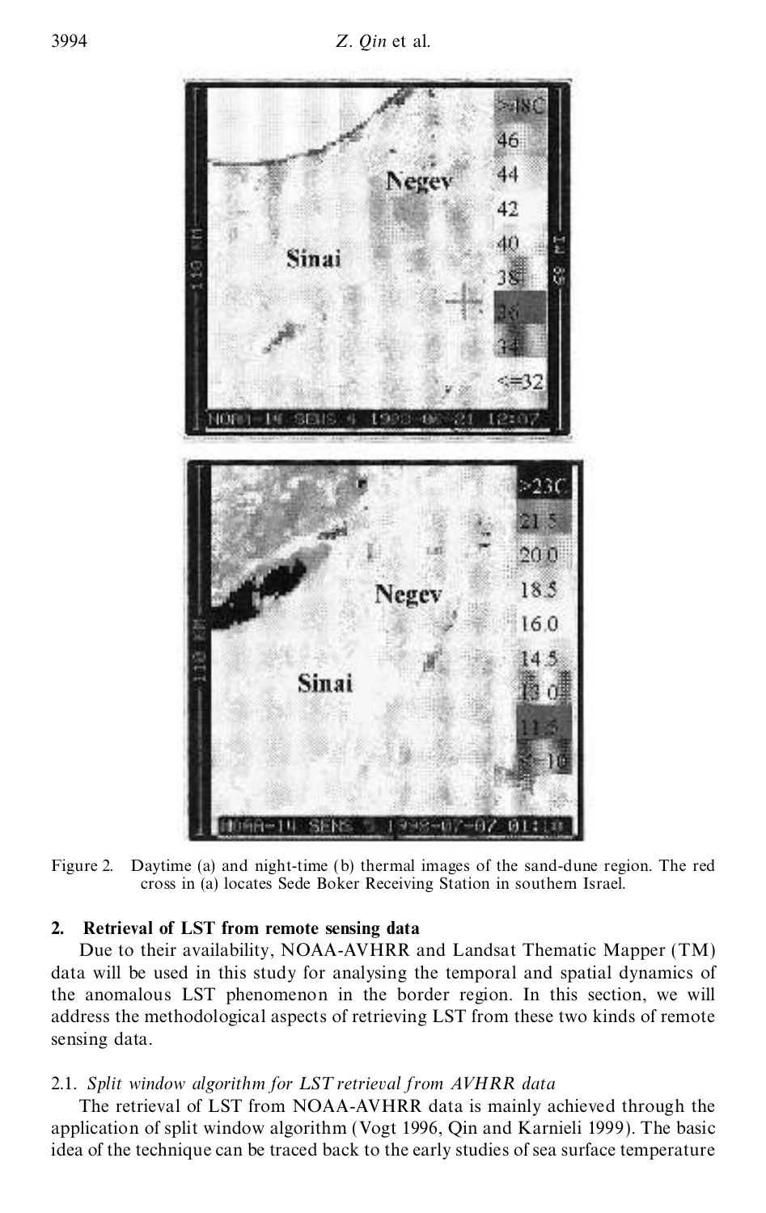Figure 2. Daytime (a) and night-time (b) thermal images of the sand-dune region. The red cross in (a) locates Sede Boker Receiving Station in southern Israel.

## 2. Retrieval of LST from remote sensing data

Due to their availability, NOAA-AVHRR and Landsat Thematic Mapper (TM) data will be used in this study for analysing the temporal and spatial dynamics of the anomalous LST phenomenon in the border region. In this section, we will address the methodological aspects of retrieving LST from these two kinds of remote sensing data.

### 2.1. *Split window algorithm for LST retrieval from AVHRR data*

The retrieval of LST from NOAA-AVHRR data is mainly achieved through the application of split window algorithm (Vogt 1996, Qin and Karnieli 1999). The basic idea of the technique can be traced back to the early studies of sea surface temperature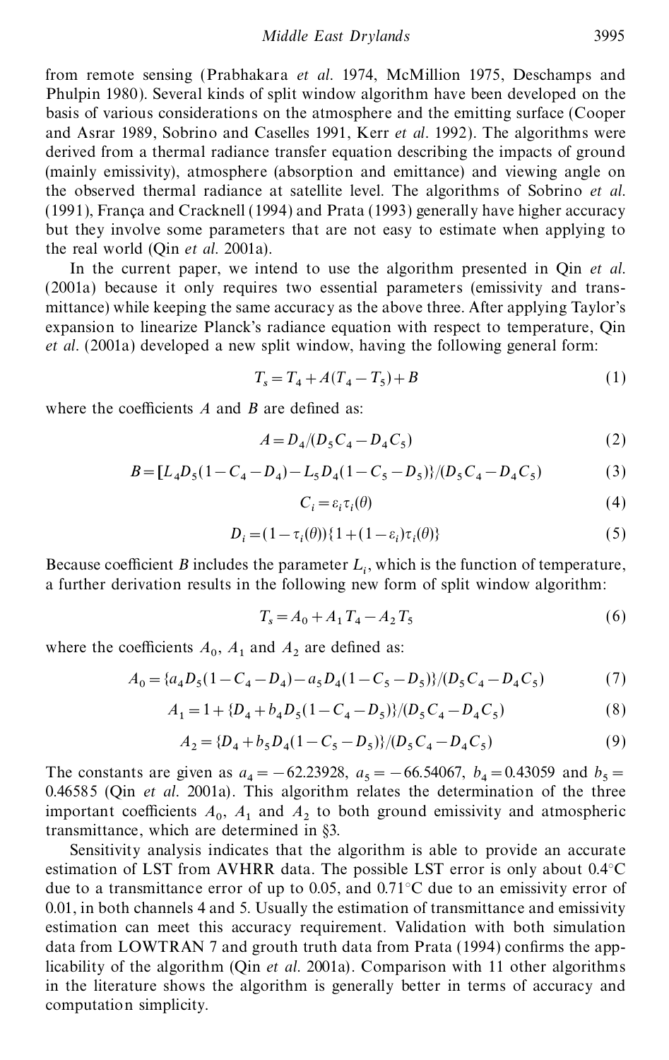from remote sensing (Prabhakara *et al.* 1974, McMillion 1975, Deschamps and Phulpin 1980). Several kinds of split window algorithm have been developed on the basis of various considerations on the atmosphere and the emitting surface (Cooper and Asrar 1989, Sobrino and Caselles 1991, Kerr *et al.* 1992). The algorithms were derived from a thermal radiance transfer equation describing the impacts of ground (mainly emissivity), atmosphere (absorption and emittance) and viewing angle on the observed thermal radiance at satellite level. The algorithms of Sobrino *et al.* (1991), França and Cracknell (1994) and Prata (1993) generally have higher accuracy but they involve some parameters that are not easy to estimate when applying to the real world (Qin *et al.* 2001a).

In the current paper, we intend to use the algorithm presented in Qin *et al.* (2001a) because it only requires two essential parameters (emissivity and transmittance) while keeping the same accuracy as the above three. After applying Taylor's expansion to linearize Planck's radiance equation with respect to temperature, Qin *et al.* (2001a) developed a new split window, having the following general form:

$$T_s = T_4 + A(T_4 - T_5) + B \tag{1}$$

where the coefficients $A$ and $B$ are defined as:

$$A = D_4/(D_5 C_4 - D_4 C_5) \tag{2}$$

$$B = [L_4 D_5 (1 - C_4 - D_4) - L_5 D_4 (1 - C_5 - D_5)\}/(D_5 C_4 - D_4 C_5) \tag{3}$$

$$C_i = \varepsilon_i \tau_i(\theta) \tag{4}$$

$$D_i = (1 - \tau_i(\theta))\{1 + (1 - \varepsilon_i)\tau_i(\theta)\} \tag{5}$$

Because coefficient $B$ includes the parameter $L_i$, which is the function of temperature, a further derivation results in the following new form of split window algorithm:

$$T_s = A_0 + A_1 T_4 - A_2 T_5 \tag{6}$$

where the coefficients $A_0$, $A_1$ and $A_2$ are defined as:

$$A_0 = \{a_4 D_5 (1 - C_4 - D_4) - a_5 D_4 (1 - C_5 - D_5)\}/(D_5 C_4 - D_4 C_5) \tag{7}$$

$$A_1 = 1 + \{D_4 + b_4 D_5 (1 - C_4 - D_5)\}/(D_5 C_4 - D_4 C_5) \tag{8}$$

$$A_2 = \{D_4 + b_5 D_4 (1 - C_5 - D_5)\}/(D_5 C_4 - D_4 C_5) \tag{9}$$

The constants are given as $a_4 = -62.23928$, $a_5 = -66.54067$, $b_4 = 0.43059$ and $b_5 = 0.46585$ (Qin *et al.* 2001a). This algorithm relates the determination of the three important coefficients $A_0$, $A_1$ and $A_2$ to both ground emissivity and atmospheric transmittance, which are determined in §3.

Sensitivity analysis indicates that the algorithm is able to provide an accurate estimation of LST from AVHRR data. The possible LST error is only about 0.4°C due to a transmittance error of up to 0.05, and 0.71°C due to an emissivity error of 0.01, in both channels 4 and 5. Usually the estimation of transmittance and emissivity estimation can meet this accuracy requirement. Validation with both simulation data from LOWTRAN 7 and grouth truth data from Prata (1994) confirms the applicability of the algorithm (Qin *et al.* 2001a). Comparison with 11 other algorithms in the literature shows the algorithm is generally better in terms of accuracy and computation simplicity.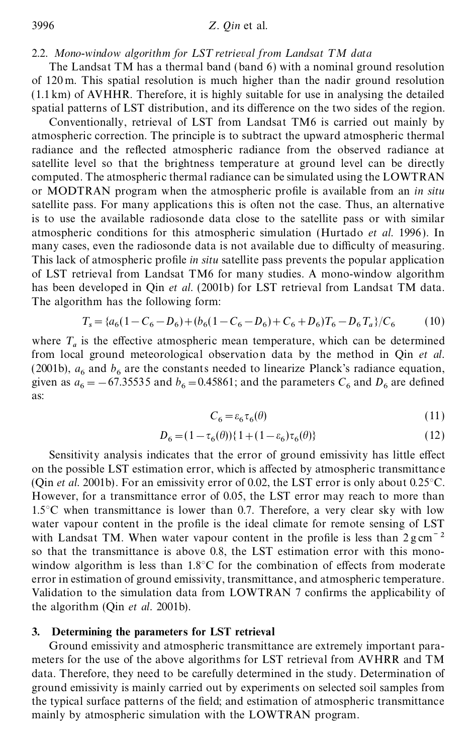### 2.2. *Mono-window algorithm for LST retrieval from Landsat TM data*

The Landsat TM has a thermal band (band 6) with a nominal ground resolution of 120 m. This spatial resolution is much higher than the nadir ground resolution (1.1 km) of AVHRR. Therefore, it is highly suitable for use in analysing the detailed spatial patterns of LST distribution, and its difference on the two sides of the region.

Conventionally, retrieval of LST from Landsat TM6 is carried out mainly by atmospheric correction. The principle is to subtract the upward atmospheric thermal radiance and the reflected atmospheric radiance from the observed radiance at satellite level so that the brightness temperature at ground level can be directly computed. The atmospheric thermal radiance can be simulated using the LOWTRAN or MODTRAN program when the atmospheric profile is available from an *in situ* satellite pass. For many applications this is often not the case. Thus, an alternative is to use the available radiosonde data close to the satellite pass or with similar atmospheric conditions for this atmospheric simulation (Hurtado *et al.* 1996). In many cases, even the radiosonde data is not available due to difficulty of measuring. This lack of atmospheric profile *in situ* satellite pass prevents the popular application of LST retrieval from Landsat TM6 for many studies. A mono-window algorithm has been developed in Qin *et al.* (2001b) for LST retrieval from Landsat TM data. The algorithm has the following form:

$$T_s = \{a_6(1 - C_6 - D_6) + (b_6(1 - C_6 - D_6) + C_6 + D_6)T_6 - D_6 T_a\}/C_6 \quad (10)$$

where $T_a$ is the effective atmospheric mean temperature, which can be determined from local ground meteorological observation data by the method in Qin *et al.* (2001b), $a_6$ and $b_6$ are the constants needed to linearize Planck's radiance equation, given as $a_6 = -67.35535$ and $b_6 = 0.45861$; and the parameters $C_6$ and $D_6$ are defined as:

$$C_6 = \varepsilon_6 \tau_6(\theta) \quad (11)$$

$$D_6 = (1 - \tau_6(\theta))\{1 + (1 - \varepsilon_6)\tau_6(\theta)\} \quad (12)$$

Sensitivity analysis indicates that the error of ground emissivity has little effect on the possible LST estimation error, which is affected by atmospheric transmittance (Qin *et al.* 2001b). For an emissivity error of 0.02, the LST error is only about 0.25°C. However, for a transmittance error of 0.05, the LST error may reach to more than 1.5°C when transmittance is lower than 0.7. Therefore, a very clear sky with low water vapour content in the profile is the ideal climate for remote sensing of LST with Landsat TM. When water vapour content in the profile is less than $2\,\mathrm{g\,cm^{-2}}$ so that the transmittance is above 0.8, the LST estimation error with this mono-window algorithm is less than 1.8°C for the combination of effects from moderate error in estimation of ground emissivity, transmittance, and atmospheric temperature. Validation to the simulation data from LOWTRAN 7 confirms the applicability of the algorithm (Qin *et al.* 2001b).

## 3. Determining the parameters for LST retrieval

Ground emissivity and atmospheric transmittance are extremely important parameters for the use of the above algorithms for LST retrieval from AVHRR and TM data. Therefore, they need to be carefully determined in the study. Determination of ground emissivity is mainly carried out by experiments on selected soil samples from the typical surface patterns of the field; and estimation of atmospheric transmittance mainly by atmospheric simulation with the LOWTRAN program.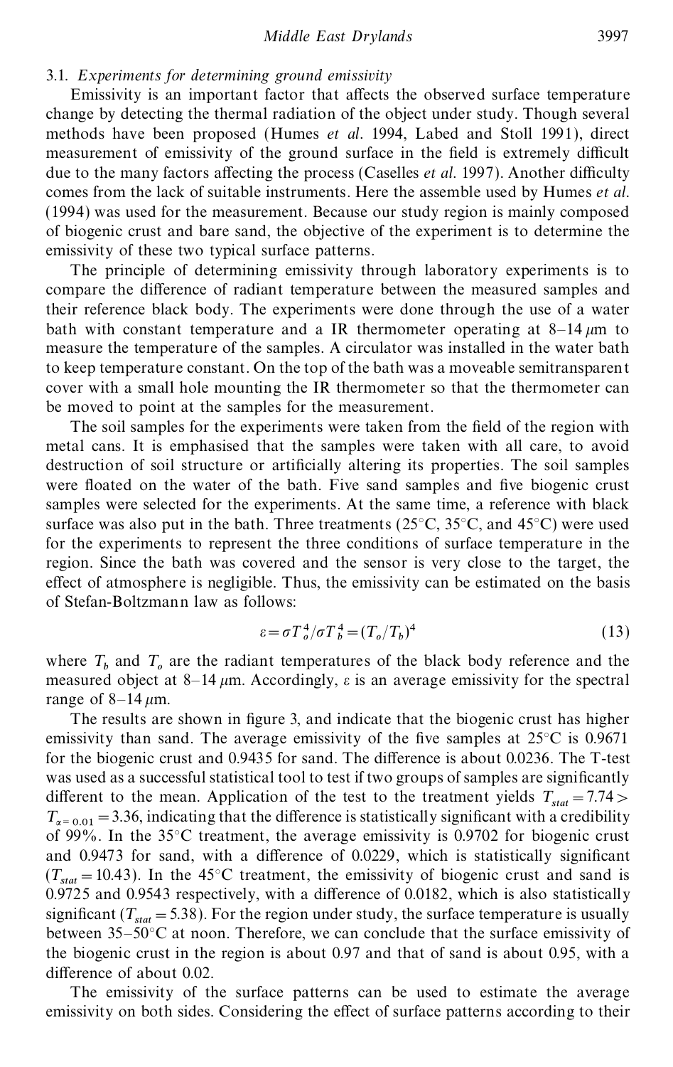### 3.1. *Experiments for determining ground emissivity*

Emissivity is an important factor that affects the observed surface temperature change by detecting the thermal radiation of the object under study. Though several methods have been proposed (Humes *et al*. 1994, Labed and Stoll 1991), direct measurement of emissivity of the ground surface in the field is extremely difficult due to the many factors affecting the process (Caselles *et al*. 1997). Another difficulty comes from the lack of suitable instruments. Here the assemble used by Humes *et al*. (1994) was used for the measurement. Because our study region is mainly composed of biogenic crust and bare sand, the objective of the experiment is to determine the emissivity of these two typical surface patterns.

The principle of determining emissivity through laboratory experiments is to compare the difference of radiant temperature between the measured samples and their reference black body. The experiments were done through the use of a water bath with constant temperature and a IR thermometer operating at 8–14 $\mu$m to measure the temperature of the samples. A circulator was installed in the water bath to keep temperature constant. On the top of the bath was a moveable semitransparent cover with a small hole mounting the IR thermometer so that the thermometer can be moved to point at the samples for the measurement.

The soil samples for the experiments were taken from the field of the region with metal cans. It is emphasised that the samples were taken with all care, to avoid destruction of soil structure or artificially altering its properties. The soil samples were floated on the water of the bath. Five sand samples and five biogenic crust samples were selected for the experiments. At the same time, a reference with black surface was also put in the bath. Three treatments (25°C, 35°C, and 45°C) were used for the experiments to represent the three conditions of surface temperature in the region. Since the bath was covered and the sensor is very close to the target, the effect of atmosphere is negligible. Thus, the emissivity can be estimated on the basis of Stefan-Boltzmann law as follows:

$$\varepsilon = \sigma T_o^4 / \sigma T_b^4 = (T_o / T_b)^4 \tag{13}$$

where $T_b$ and $T_o$ are the radiant temperatures of the black body reference and the measured object at 8–14 $\mu$m. Accordingly, $\varepsilon$ is an average emissivity for the spectral range of 8–14 $\mu$m.

The results are shown in figure 3, and indicate that the biogenic crust has higher emissivity than sand. The average emissivity of the five samples at 25°C is 0.9671 for the biogenic crust and 0.9435 for sand. The difference is about 0.0236. The T-test was used as a successful statistical tool to test if two groups of samples are significantly different to the mean. Application of the test to the treatment yields $T_{stat} = 7.74 > T_{\alpha = 0.01} = 3.36$, indicating that the difference is statistically significant with a credibility of 99%. In the 35°C treatment, the average emissivity is 0.9702 for biogenic crust and 0.9473 for sand, with a difference of 0.0229, which is statistically significant ($T_{stat} = 10.43$). In the 45°C treatment, the emissivity of biogenic crust and sand is 0.9725 and 0.9543 respectively, with a difference of 0.0182, which is also statistically significant ($T_{stat} = 5.38$). For the region under study, the surface temperature is usually between 35–50°C at noon. Therefore, we can conclude that the surface emissivity of the biogenic crust in the region is about 0.97 and that of sand is about 0.95, with a difference of about 0.02.

The emissivity of the surface patterns can be used to estimate the average emissivity on both sides. Considering the effect of surface patterns according to their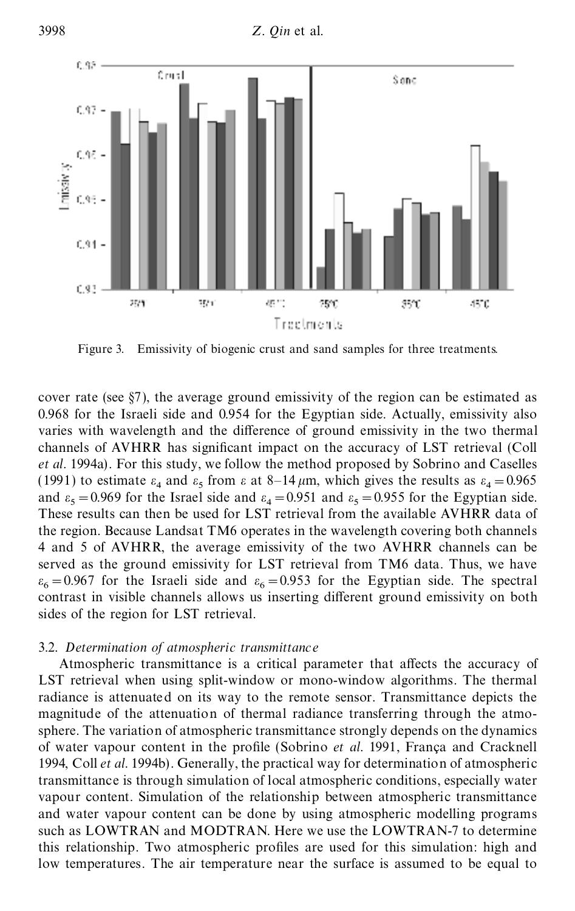Figure 3. Emissivity of biogenic crust and sand samples for three treatments.

cover rate (see §7), the average ground emissivity of the region can be estimated as 0.968 for the Israeli side and 0.954 for the Egyptian side. Actually, emissivity also varies with wavelength and the difference of ground emissivity in the two thermal channels of AVHRR has significant impact on the accuracy of LST retrieval (Coll *et al*. 1994a). For this study, we follow the method proposed by Sobrino and Caselles (1991) to estimate $\varepsilon_4$ and $\varepsilon_5$ from $\varepsilon$ at 8–14 $\mu$m, which gives the results as $\varepsilon_4 = 0.965$ and $\varepsilon_5 = 0.969$ for the Israel side and $\varepsilon_4 = 0.951$ and $\varepsilon_5 = 0.955$ for the Egyptian side. These results can then be used for LST retrieval from the available AVHRR data of the region. Because Landsat TM6 operates in the wavelength covering both channels 4 and 5 of AVHRR, the average emissivity of the two AVHRR channels can be served as the ground emissivity for LST retrieval from TM6 data. Thus, we have $\varepsilon_6 = 0.967$ for the Israeli side and $\varepsilon_6 = 0.953$ for the Egyptian side. The spectral contrast in visible channels allows us inserting different ground emissivity on both sides of the region for LST retrieval.

### 3.2. *Determination of atmospheric transmittance*

Atmospheric transmittance is a critical parameter that affects the accuracy of LST retrieval when using split-window or mono-window algorithms. The thermal radiance is attenuated on its way to the remote sensor. Transmittance depicts the magnitude of the attenuation of thermal radiance transferring through the atmosphere. The variation of atmospheric transmittance strongly depends on the dynamics of water vapour content in the profile (Sobrino *et al*. 1991, França and Cracknell 1994, Coll *et al*. 1994b). Generally, the practical way for determination of atmospheric transmittance is through simulation of local atmospheric conditions, especially water vapour content. Simulation of the relationship between atmospheric transmittance and water vapour content can be done by using atmospheric modelling programs such as LOWTRAN and MODTRAN. Here we use the LOWTRAN-7 to determine this relationship. Two atmospheric profiles are used for this simulation: high and low temperatures. The air temperature near the surface is assumed to be equal to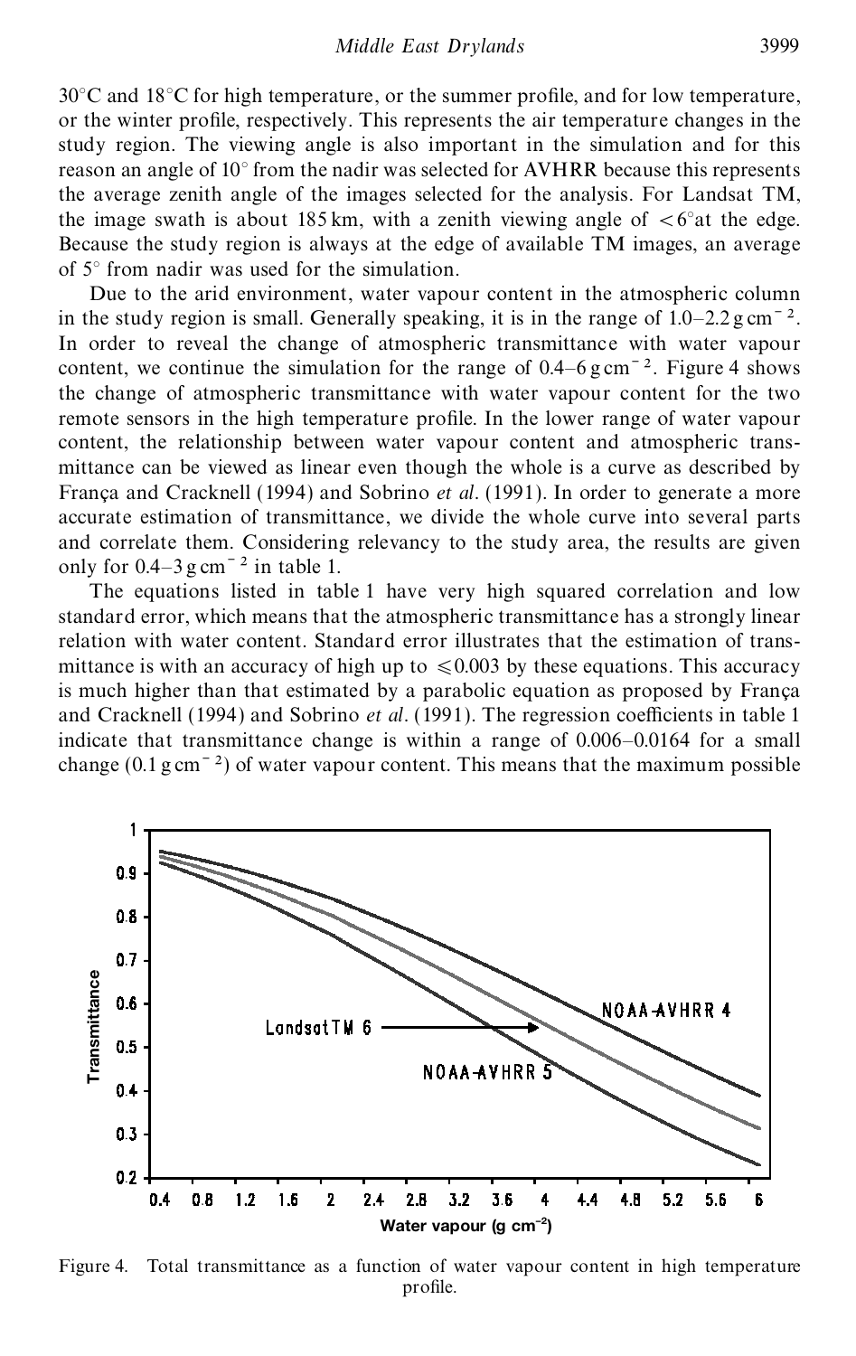30°C and 18°C for high temperature, or the summer profile, and for low temperature, or the winter profile, respectively. This represents the air temperature changes in the study region. The viewing angle is also important in the simulation and for this reason an angle of 10° from the nadir was selected for AVHRR because this represents the average zenith angle of the images selected for the analysis. For Landsat TM, the image swath is about 185 km, with a zenith viewing angle of <6° at the edge. Because the study region is always at the edge of available TM images, an average of 5° from nadir was used for the simulation.

Due to the arid environment, water vapour content in the atmospheric column in the study region is small. Generally speaking, it is in the range of 1.0–2.2 g cm$^{-2}$. In order to reveal the change of atmospheric transmittance with water vapour content, we continue the simulation for the range of 0.4–6 g cm$^{-2}$. Figure 4 shows the change of atmospheric transmittance with water vapour content for the two remote sensors in the high temperature profile. In the lower range of water vapour content, the relationship between water vapour content and atmospheric transmittance can be viewed as linear even though the whole is a curve as described by França and Cracknell (1994) and Sobrino *et al*. (1991). In order to generate a more accurate estimation of transmittance, we divide the whole curve into several parts and correlate them. Considering relevancy to the study area, the results are given only for 0.4–3 g cm$^{-2}$ in table 1.

The equations listed in table 1 have very high squared correlation and low standard error, which means that the atmospheric transmittance has a strongly linear relation with water content. Standard error illustrates that the estimation of transmittance is with an accuracy of high up to $\leqslant 0.003$ by these equations. This accuracy is much higher than that estimated by a parabolic equation as proposed by França and Cracknell (1994) and Sobrino *et al*. (1991). The regression coefficients in table 1 indicate that transmittance change is within a range of 0.006–0.0164 for a small change (0.1 g cm$^{-2}$) of water vapour content. This means that the maximum possible

Figure 4. Total transmittance as a function of water vapour content in high temperature profile.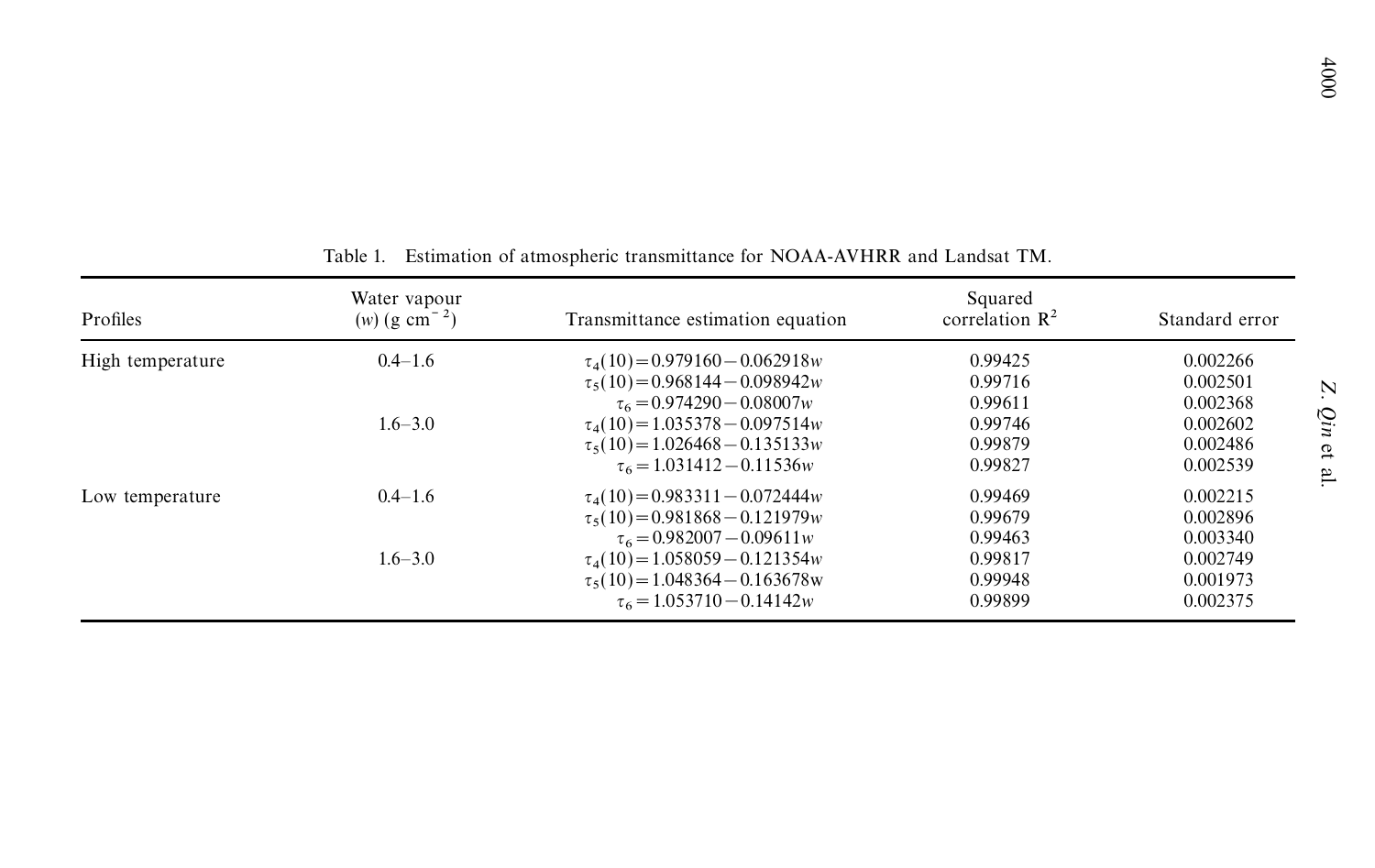Table 1. Estimation of atmospheric transmittance for NOAA-AVHRR and Landsat TM.

| Profiles | Water vapour ($w$) (g cm$^{-2}$) | Transmittance estimation equation | Squared correlation $R^2$ | Standard error |
|---|---|---|---|---|
| High temperature | 0.4–1.6 | $\tau_4(10)=0.979160-0.062918w$ | 0.99425 | 0.002266 |
| | | $\tau_5(10)=0.968144-0.098942w$ | 0.99716 | 0.002501 |
| | | $\tau_6=0.974290-0.08007w$ | 0.99611 | 0.002368 |
| | 1.6–3.0 | $\tau_4(10)=1.035378-0.097514w$ | 0.99746 | 0.002602 |
| | | $\tau_5(10)=1.026468-0.135133w$ | 0.99879 | 0.002486 |
| | | $\tau_6=1.031412-0.11536w$ | 0.99827 | 0.002539 |
| Low temperature | 0.4–1.6 | $\tau_4(10)=0.983311-0.072444w$ | 0.99469 | 0.002215 |
| | | $\tau_5(10)=0.981868-0.121979w$ | 0.99679 | 0.002896 |
| | | $\tau_6=0.982007-0.09611w$ | 0.99463 | 0.003340 |
| | 1.6–3.0 | $\tau_4(10)=1.058059-0.121354w$ | 0.99817 | 0.002749 |
| | | $\tau_5(10)=1.048364-0.163678w$ | 0.99948 | 0.001973 |
| | | $\tau_6=1.053710-0.14142w$ | 0.99899 | 0.002375 |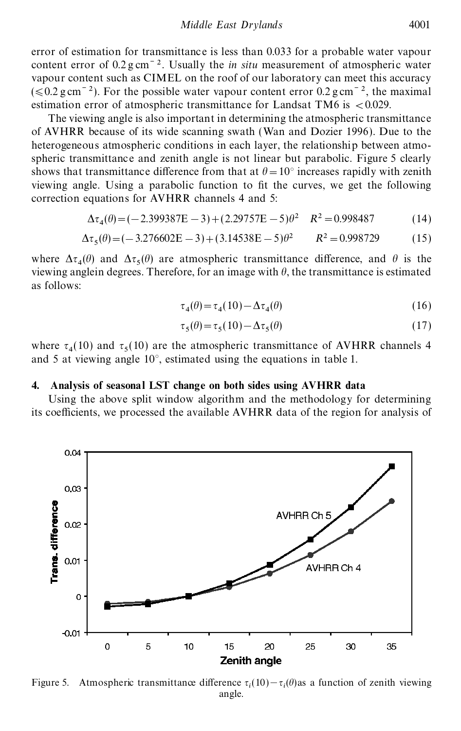error of estimation for transmittance is less than 0.033 for a probable water vapour content error of 0.2 g cm$^{-2}$. Usually the *in situ* measurement of atmospheric water vapour content such as CIMEL on the roof of our laboratory can meet this accuracy ($\leqslant$0.2 g cm$^{-2}$). For the possible water vapour content error 0.2 g cm$^{-2}$, the maximal estimation error of atmospheric transmittance for Landsat TM6 is $<0.029$.

The viewing angle is also important in determining the atmospheric transmittance of AVHRR because of its wide scanning swath (Wan and Dozier 1996). Due to the heterogeneous atmospheric conditions in each layer, the relationship between atmospheric transmittance and zenith angle is not linear but parabolic. Figure 5 clearly shows that transmittance difference from that at $\theta = 10°$ increases rapidly with zenith viewing angle. Using a parabolic function to fit the curves, we get the following correction equations for AVHRR channels 4 and 5:

$$\Delta\tau_4(\theta) = (-2.399387\text{E}-3) + (2.29757\text{E}-5)\theta^2 \quad R^2 = 0.998487 \tag{14}$$

$$\Delta\tau_5(\theta) = (-3.276602\text{E}-3) + (3.14538\text{E}-5)\theta^2 \quad R^2 = 0.998729 \tag{15}$$

where $\Delta\tau_4(\theta)$ and $\Delta\tau_5(\theta)$ are atmospheric transmittance difference, and $\theta$ is the viewing anglein degrees. Therefore, for an image with $\theta$, the transmittance is estimated as follows:

$$\tau_4(\theta) = \tau_4(10) - \Delta\tau_4(\theta) \tag{16}$$

$$\tau_5(\theta) = \tau_5(10) - \Delta\tau_5(\theta) \tag{17}$$

where $\tau_4(10)$ and $\tau_5(10)$ are the atmospheric transmittance of AVHRR channels 4 and 5 at viewing angle 10°, estimated using the equations in table 1.

## 4. Analysis of seasonal LST change on both sides using AVHRR data

Using the above split window algorithm and the methodology for determining its coefficients, we processed the available AVHRR data of the region for analysis of

Figure 5. Atmospheric transmittance difference $\tau_i(10) - \tau_i(\theta)$as a function of zenith viewing angle.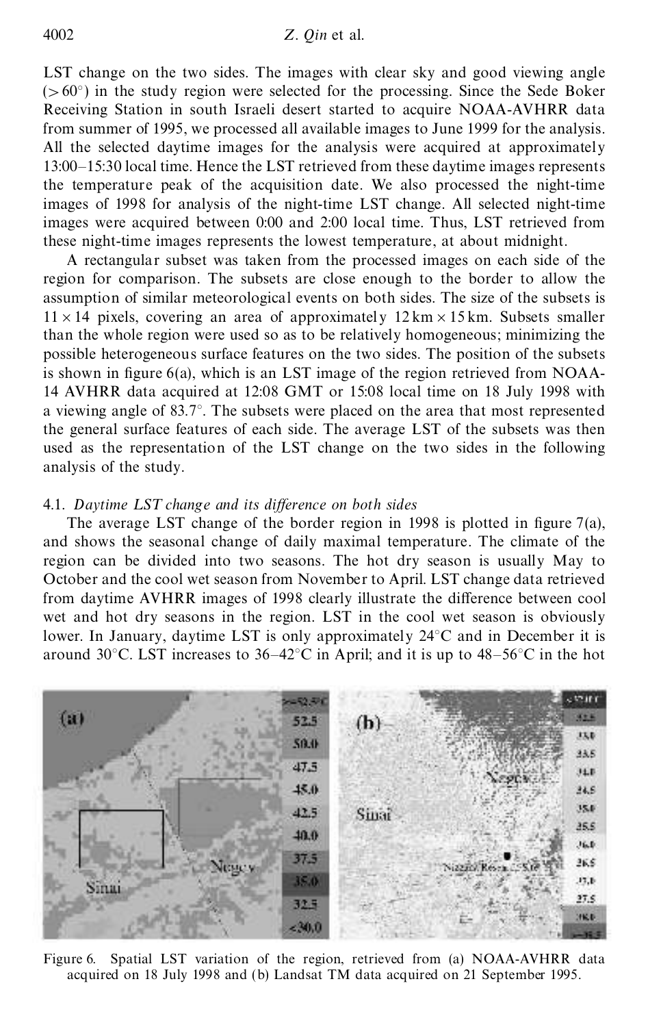LST change on the two sides. The images with clear sky and good viewing angle ($>60°$) in the study region were selected for the processing. Since the Sede Boker Receiving Station in south Israeli desert started to acquire NOAA-AVHRR data from summer of 1995, we processed all available images to June 1999 for the analysis. All the selected daytime images for the analysis were acquired at approximately 13:00–15:30 local time. Hence the LST retrieved from these daytime images represents the temperature peak of the acquisition date. We also processed the night-time images of 1998 for analysis of the night-time LST change. All selected night-time images were acquired between 0:00 and 2:00 local time. Thus, LST retrieved from these night-time images represents the lowest temperature, at about midnight.

A rectangular subset was taken from the processed images on each side of the region for comparison. The subsets are close enough to the border to allow the assumption of similar meteorological events on both sides. The size of the subsets is $11 \times 14$ pixels, covering an area of approximately $12\,\text{km} \times 15\,\text{km}$. Subsets smaller than the whole region were used so as to be relatively homogeneous; minimizing the possible heterogeneous surface features on the two sides. The position of the subsets is shown in figure 6(a), which is an LST image of the region retrieved from NOAA-14 AVHRR data acquired at 12:08 GMT or 15:08 local time on 18 July 1998 with a viewing angle of 83.7°. The subsets were placed on the area that most represented the general surface features of each side. The average LST of the subsets was then used as the representation of the LST change on the two sides in the following analysis of the study.

### 4.1. *Daytime LST change and its difference on both sides*

The average LST change of the border region in 1998 is plotted in figure 7(a), and shows the seasonal change of daily maximal temperature. The climate of the region can be divided into two seasons. The hot dry season is usually May to October and the cool wet season from November to April. LST change data retrieved from daytime AVHRR images of 1998 clearly illustrate the difference between cool wet and hot dry seasons in the region. LST in the cool wet season is obviously lower. In January, daytime LST is only approximately 24°C and in December it is around 30°C. LST increases to 36–42°C in April; and it is up to 48–56°C in the hot

Figure 6. Spatial LST variation of the region, retrieved from (a) NOAA-AVHRR data acquired on 18 July 1998 and (b) Landsat TM data acquired on 21 September 1995.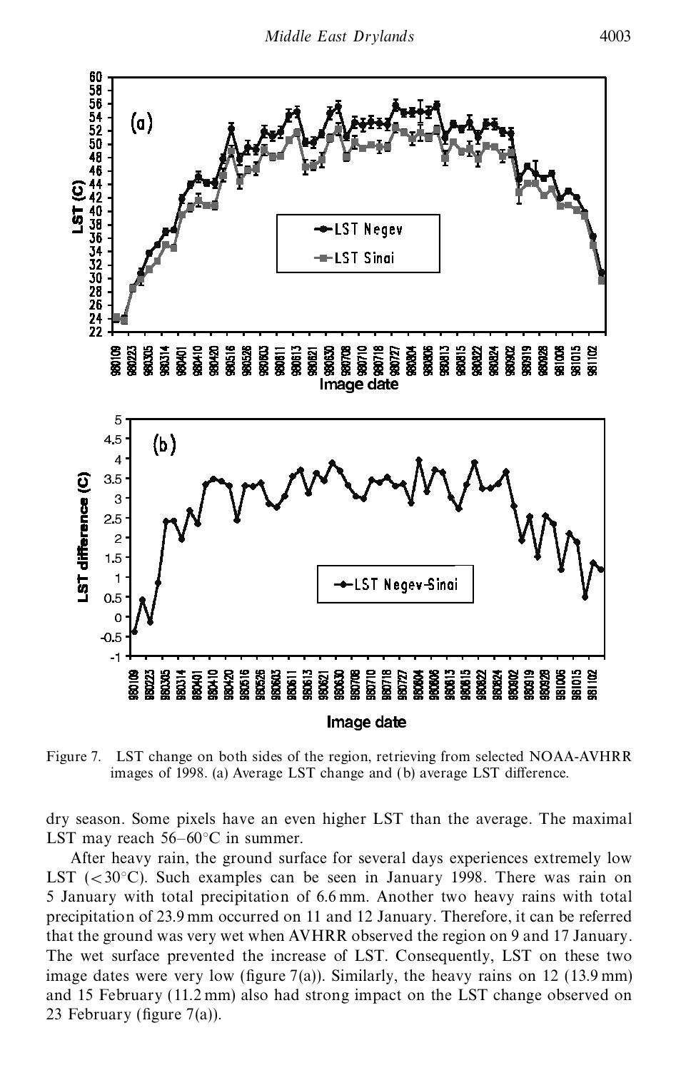Figure 7. LST change on both sides of the region, retrieving from selected NOAA-AVHRR images of 1998. (a) Average LST change and (b) average LST difference.

dry season. Some pixels have an even higher LST than the average. The maximal LST may reach 56–60°C in summer.

After heavy rain, the ground surface for several days experiences extremely low LST (<30°C). Such examples can be seen in January 1998. There was rain on 5 January with total precipitation of 6.6 mm. Another two heavy rains with total precipitation of 23.9 mm occurred on 11 and 12 January. Therefore, it can be referred that the ground was very wet when AVHRR observed the region on 9 and 17 January. The wet surface prevented the increase of LST. Consequently, LST on these two image dates were very low (figure 7(a)). Similarly, the heavy rains on 12 (13.9 mm) and 15 February (11.2 mm) also had strong impact on the LST change observed on 23 February (figure 7(a)).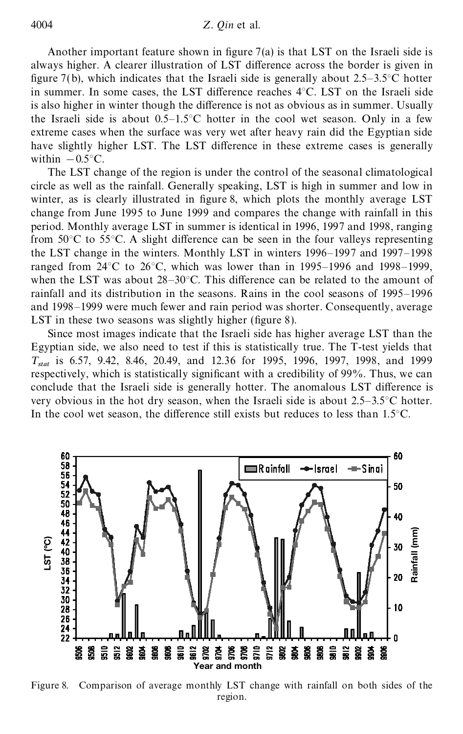Another important feature shown in figure 7(a) is that LST on the Israeli side is always higher. A clearer illustration of LST difference across the border is given in figure 7(b), which indicates that the Israeli side is generally about 2.5–3.5°C hotter in summer. In some cases, the LST difference reaches 4°C. LST on the Israeli side is also higher in winter though the difference is not as obvious as in summer. Usually the Israeli side is about 0.5–1.5°C hotter in the cool wet season. Only in a few extreme cases when the surface was very wet after heavy rain did the Egyptian side have slightly higher LST. The LST difference in these extreme cases is generally within −0.5°C.

The LST change of the region is under the control of the seasonal climatological circle as well as the rainfall. Generally speaking, LST is high in summer and low in winter, as is clearly illustrated in figure 8, which plots the monthly average LST change from June 1995 to June 1999 and compares the change with rainfall in this period. Monthly average LST in summer is identical in 1996, 1997 and 1998, ranging from 50°C to 55°C. A slight difference can be seen in the four valleys representing the LST change in the winters. Monthly LST in winters 1996–1997 and 1997–1998 ranged from 24°C to 26°C, which was lower than in 1995–1996 and 1998–1999, when the LST was about 28–30°C. This difference can be related to the amount of rainfall and its distribution in the seasons. Rains in the cool seasons of 1995–1996 and 1998–1999 were much fewer and rain period was shorter. Consequently, average LST in these two seasons was slightly higher (figure 8).

Since most images indicate that the Israeli side has higher average LST than the Egyptian side, we also need to test if this is statistically true. The T-test yields that $T_{stat}$ is 6.57, 9.42, 8.46, 20.49, and 12.36 for 1995, 1996, 1997, 1998, and 1999 respectively, which is statistically significant with a credibility of 99%. Thus, we can conclude that the Israeli side is generally hotter. The anomalous LST difference is very obvious in the hot dry season, when the Israeli side is about 2.5–3.5°C hotter. In the cool wet season, the difference still exists but reduces to less than 1.5°C.

Figure 8. Comparison of average monthly LST change with rainfall on both sides of the region.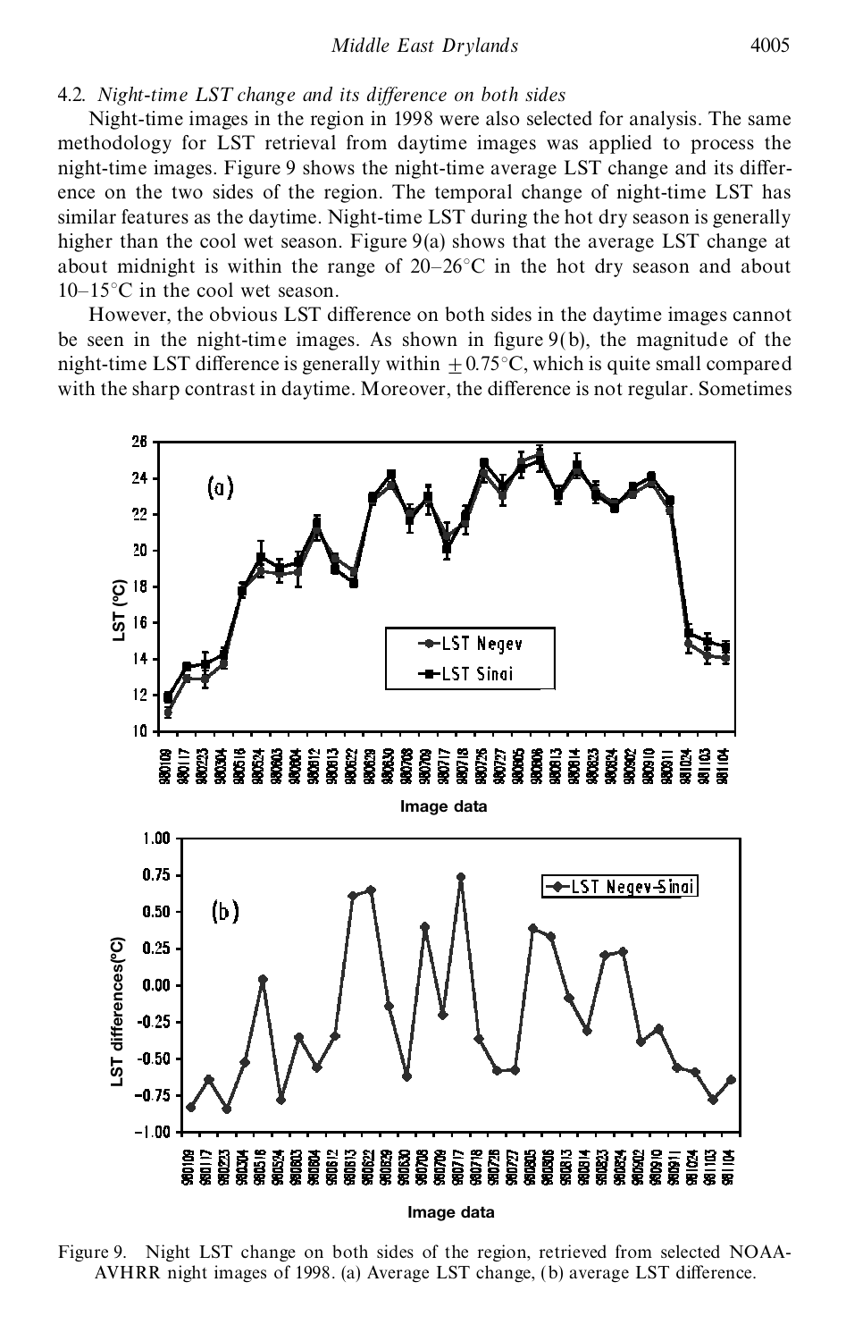### 4.2. *Night-time LST change and its difference on both sides*

Night-time images in the region in 1998 were also selected for analysis. The same methodology for LST retrieval from daytime images was applied to process the night-time images. Figure 9 shows the night-time average LST change and its difference on the two sides of the region. The temporal change of night-time LST has similar features as the daytime. Night-time LST during the hot dry season is generally higher than the cool wet season. Figure 9(a) shows that the average LST change at about midnight is within the range of 20–26°C in the hot dry season and about 10–15°C in the cool wet season.

However, the obvious LST difference on both sides in the daytime images cannot be seen in the night-time images. As shown in figure 9(b), the magnitude of the night-time LST difference is generally within $\pm 0.75$°C, which is quite small compared with the sharp contrast in daytime. Moreover, the difference is not regular. Sometimes

Figure 9. Night LST change on both sides of the region, retrieved from selected NOAA-AVHRR night images of 1998. (a) Average LST change, (b) average LST difference.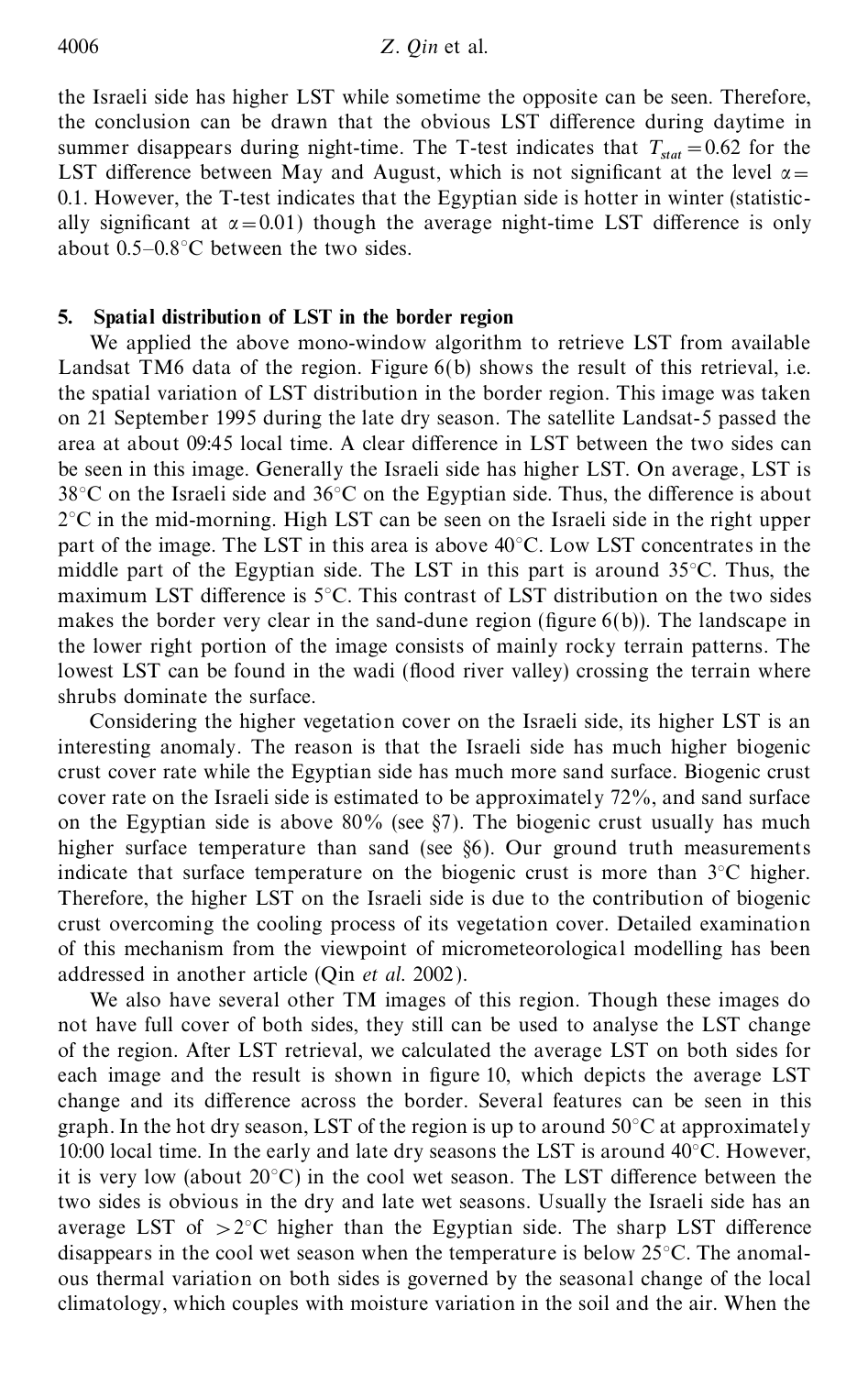the Israeli side has higher LST while sometime the opposite can be seen. Therefore, the conclusion can be drawn that the obvious LST difference during daytime in summer disappears during night-time. The T-test indicates that $T_{stat} = 0.62$ for the LST difference between May and August, which is not significant at the level $\alpha = 0.1$. However, the T-test indicates that the Egyptian side is hotter in winter (statistically significant at $\alpha = 0.01$) though the average night-time LST difference is only about 0.5–0.8°C between the two sides.

## 5. Spatial distribution of LST in the border region

We applied the above mono-window algorithm to retrieve LST from available Landsat TM6 data of the region. Figure 6(b) shows the result of this retrieval, i.e. the spatial variation of LST distribution in the border region. This image was taken on 21 September 1995 during the late dry season. The satellite Landsat-5 passed the area at about 09:45 local time. A clear difference in LST between the two sides can be seen in this image. Generally the Israeli side has higher LST. On average, LST is 38°C on the Israeli side and 36°C on the Egyptian side. Thus, the difference is about 2°C in the mid-morning. High LST can be seen on the Israeli side in the right upper part of the image. The LST in this area is above 40°C. Low LST concentrates in the middle part of the Egyptian side. The LST in this part is around 35°C. Thus, the maximum LST difference is 5°C. This contrast of LST distribution on the two sides makes the border very clear in the sand-dune region (figure 6(b)). The landscape in the lower right portion of the image consists of mainly rocky terrain patterns. The lowest LST can be found in the wadi (flood river valley) crossing the terrain where shrubs dominate the surface.

Considering the higher vegetation cover on the Israeli side, its higher LST is an interesting anomaly. The reason is that the Israeli side has much higher biogenic crust cover rate while the Egyptian side has much more sand surface. Biogenic crust cover rate on the Israeli side is estimated to be approximately 72%, and sand surface on the Egyptian side is above 80% (see §7). The biogenic crust usually has much higher surface temperature than sand (see §6). Our ground truth measurements indicate that surface temperature on the biogenic crust is more than 3°C higher. Therefore, the higher LST on the Israeli side is due to the contribution of biogenic crust overcoming the cooling process of its vegetation cover. Detailed examination of this mechanism from the viewpoint of micrometeorological modelling has been addressed in another article (Qin *et al.* 2002).

We also have several other TM images of this region. Though these images do not have full cover of both sides, they still can be used to analyse the LST change of the region. After LST retrieval, we calculated the average LST on both sides for each image and the result is shown in figure 10, which depicts the average LST change and its difference across the border. Several features can be seen in this graph. In the hot dry season, LST of the region is up to around 50°C at approximately 10:00 local time. In the early and late dry seasons the LST is around 40°C. However, it is very low (about 20°C) in the cool wet season. The LST difference between the two sides is obvious in the dry and late wet seasons. Usually the Israeli side has an average LST of >2°C higher than the Egyptian side. The sharp LST difference disappears in the cool wet season when the temperature is below 25°C. The anomalous thermal variation on both sides is governed by the seasonal change of the local climatology, which couples with moisture variation in the soil and the air. When the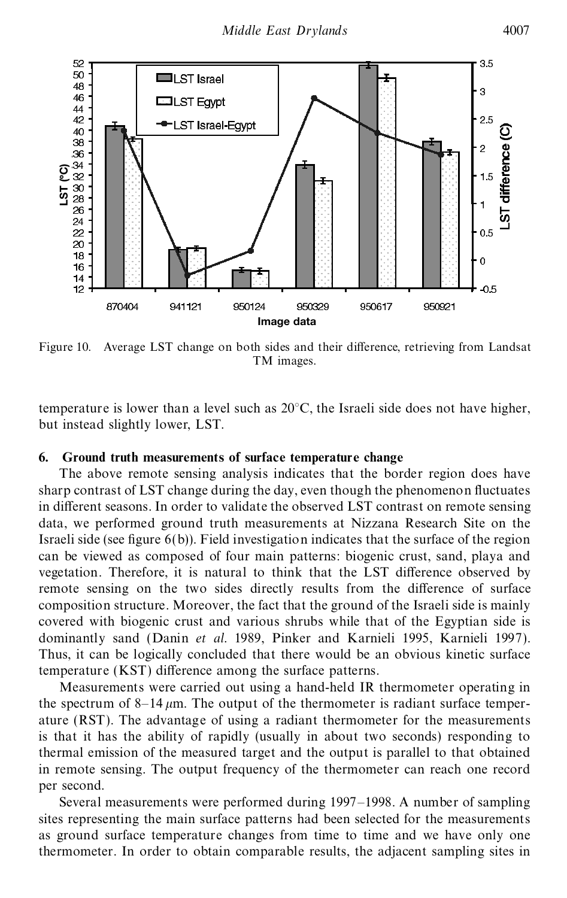Figure 10. Average LST change on both sides and their difference, retrieving from Landsat TM images.

temperature is lower than a level such as 20°C, the Israeli side does not have higher, but instead slightly lower, LST.

## 6. Ground truth measurements of surface temperature change

The above remote sensing analysis indicates that the border region does have sharp contrast of LST change during the day, even though the phenomenon fluctuates in different seasons. In order to validate the observed LST contrast on remote sensing data, we performed ground truth measurements at Nizzana Research Site on the Israeli side (see figure 6(b)). Field investigation indicates that the surface of the region can be viewed as composed of four main patterns: biogenic crust, sand, playa and vegetation. Therefore, it is natural to think that the LST difference observed by remote sensing on the two sides directly results from the difference of surface composition structure. Moreover, the fact that the ground of the Israeli side is mainly covered with biogenic crust and various shrubs while that of the Egyptian side is dominantly sand (Danin *et al.* 1989, Pinker and Karnieli 1995, Karnieli 1997). Thus, it can be logically concluded that there would be an obvious kinetic surface temperature (KST) difference among the surface patterns.

Measurements were carried out using a hand-held IR thermometer operating in the spectrum of 8–14 $\mu$m. The output of the thermometer is radiant surface temperature (RST). The advantage of using a radiant thermometer for the measurements is that it has the ability of rapidly (usually in about two seconds) responding to thermal emission of the measured target and the output is parallel to that obtained in remote sensing. The output frequency of the thermometer can reach one record per second.

Several measurements were performed during 1997–1998. A number of sampling sites representing the main surface patterns had been selected for the measurements as ground surface temperature changes from time to time and we have only one thermometer. In order to obtain comparable results, the adjacent sampling sites in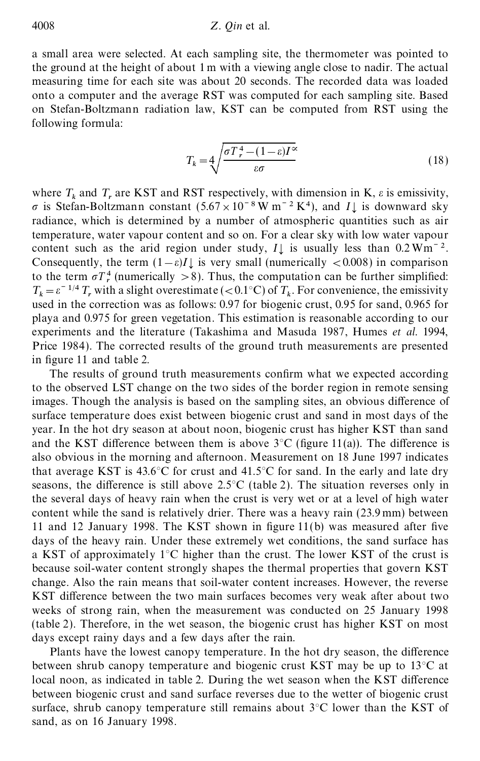a small area were selected. At each sampling site, the thermometer was pointed to the ground at the height of about 1 m with a viewing angle close to nadir. The actual measuring time for each site was about 20 seconds. The recorded data was loaded onto a computer and the average RST was computed for each sampling site. Based on Stefan-Boltzmann radiation law, KST can be computed from RST using the following formula:

$$T_k = \sqrt[4]{\frac{\sigma T_r^4 - (1-\varepsilon) I^{\downarrow}}{\varepsilon \sigma}} \tag{18}$$

where $T_k$ and $T_r$ are KST and RST respectively, with dimension in K, $\varepsilon$ is emissivity, $\sigma$ is Stefan-Boltzmann constant ($5.67 \times 10^{-8}$ W m$^{-2}$ K$^4$), and $I\downarrow$ is downward sky radiance, which is determined by a number of atmospheric quantities such as air temperature, water vapour content and so on. For a clear sky with low water vapour content such as the arid region under study, $I\downarrow$ is usually less than 0.2 W m$^{-2}$. Consequently, the term $(1-\varepsilon)I\downarrow$ is very small (numerically $<0.008$) in comparison to the term $\sigma T_r^4$ (numerically $>8$). Thus, the computation can be further simplified: $T_k = \varepsilon^{-1/4} T_r$ with a slight overestimate ($<0.1$°C) of $T_k$. For convenience, the emissivity used in the correction was as follows: 0.97 for biogenic crust, 0.95 for sand, 0.965 for playa and 0.975 for green vegetation. This estimation is reasonable according to our experiments and the literature (Takashima and Masuda 1987, Humes *et al.* 1994, Price 1984). The corrected results of the ground truth measurements are presented in figure 11 and table 2.

The results of ground truth measurements confirm what we expected according to the observed LST change on the two sides of the border region in remote sensing images. Though the analysis is based on the sampling sites, an obvious difference of surface temperature does exist between biogenic crust and sand in most days of the year. In the hot dry season at about noon, biogenic crust has higher KST than sand and the KST difference between them is above 3°C (figure 11(a)). The difference is also obvious in the morning and afternoon. Measurement on 18 June 1997 indicates that average KST is 43.6°C for crust and 41.5°C for sand. In the early and late dry seasons, the difference is still above 2.5°C (table 2). The situation reverses only in the several days of heavy rain when the crust is very wet or at a level of high water content while the sand is relatively drier. There was a heavy rain (23.9 mm) between 11 and 12 January 1998. The KST shown in figure 11(b) was measured after five days of the heavy rain. Under these extremely wet conditions, the sand surface has a KST of approximately 1°C higher than the crust. The lower KST of the crust is because soil-water content strongly shapes the thermal properties that govern KST change. Also the rain means that soil-water content increases. However, the reverse KST difference between the two main surfaces becomes very weak after about two weeks of strong rain, when the measurement was conducted on 25 January 1998 (table 2). Therefore, in the wet season, the biogenic crust has higher KST on most days except rainy days and a few days after the rain.

Plants have the lowest canopy temperature. In the hot dry season, the difference between shrub canopy temperature and biogenic crust KST may be up to 13°C at local noon, as indicated in table 2. During the wet season when the KST difference between biogenic crust and sand surface reverses due to the wetter of biogenic crust surface, shrub canopy temperature still remains about 3°C lower than the KST of sand, as on 16 January 1998.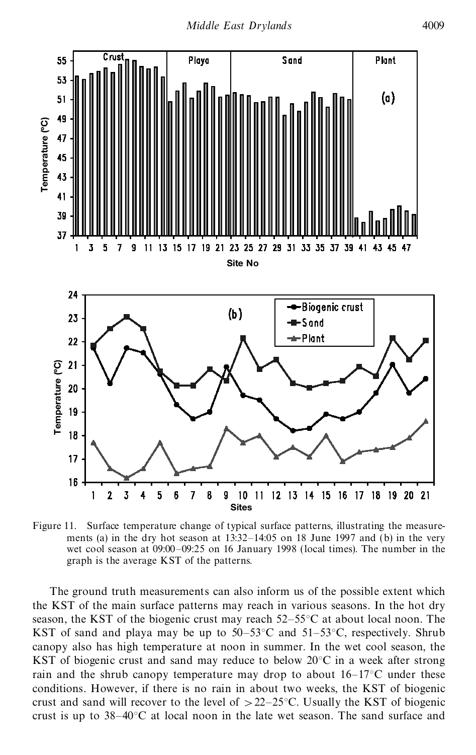Figure 11. Surface temperature change of typical surface patterns, illustrating the measurements (a) in the dry hot season at 13:32–14:05 on 18 June 1997 and (b) in the very wet cool season at 09:00–09:25 on 16 January 1998 (local times). The number in the graph is the average KST of the patterns.

The ground truth measurements can also inform us of the possible extent which the KST of the main surface patterns may reach in various seasons. In the hot dry season, the KST of the biogenic crust may reach 52–55°C at about local noon. The KST of sand and playa may be up to 50–53°C and 51–53°C, respectively. Shrub canopy also has high temperature at noon in summer. In the wet cool season, the KST of biogenic crust and sand may reduce to below 20°C in a week after strong rain and the shrub canopy temperature may drop to about 16–17°C under these conditions. However, if there is no rain in about two weeks, the KST of biogenic crust and sand will recover to the level of >22–25°C. Usually the KST of biogenic crust is up to 38–40°C at local noon in the late wet season. The sand surface and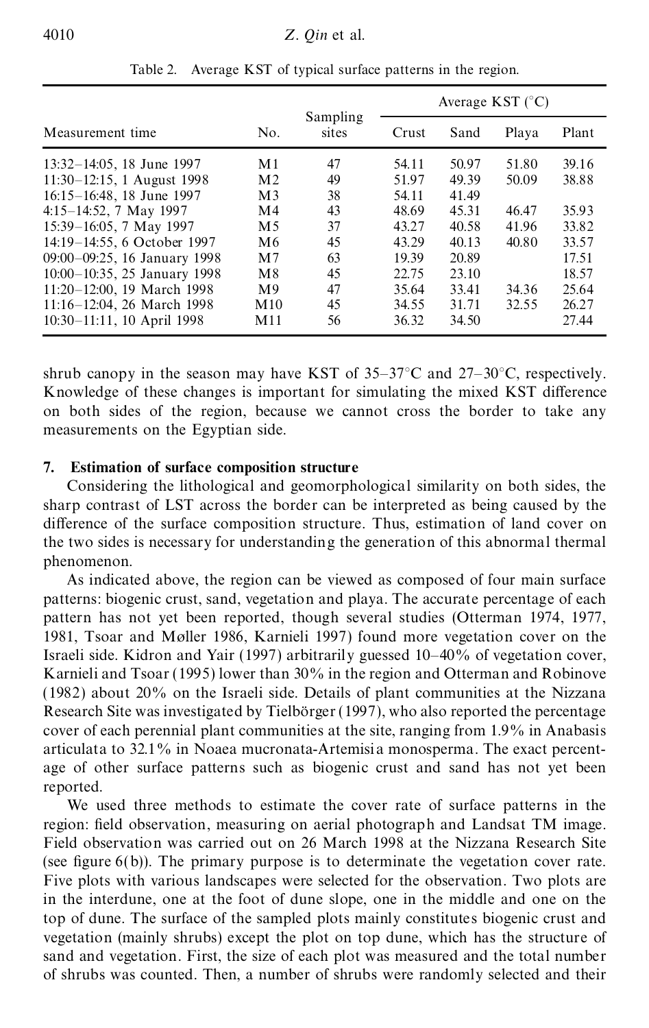Table 2. Average KST of typical surface patterns in the region.

| Measurement time | No. | Sampling sites | Average KST (°C) | | | |
|---|---|---|---|---|---|---|
| | | | Crust | Sand | Playa | Plant |
| 13:32–14:05, 18 June 1997 | M1 | 47 | 54.11 | 50.97 | 51.80 | 39.16 |
| 11:30–12:15, 1 August 1998 | M2 | 49 | 51.97 | 49.39 | 50.09 | 38.88 |
| 16:15–16:48, 18 June 1997 | M3 | 38 | 54.11 | 41.49 | | |
| 4:15–14:52, 7 May 1997 | M4 | 43 | 48.69 | 45.31 | 46.47 | 35.93 |
| 15:39–16:05, 7 May 1997 | M5 | 37 | 43.27 | 40.58 | 41.96 | 33.82 |
| 14:19–14:55, 6 October 1997 | M6 | 45 | 43.29 | 40.13 | 40.80 | 33.57 |
| 09:00–09:25, 16 January 1998 | M7 | 63 | 19.39 | 20.89 | | 17.51 |
| 10:00–10:35, 25 January 1998 | M8 | 45 | 22.75 | 23.10 | | 18.57 |
| 11:20–12:00, 19 March 1998 | M9 | 47 | 35.64 | 33.41 | 34.36 | 25.64 |
| 11:16–12:04, 26 March 1998 | M10 | 45 | 34.55 | 31.71 | 32.55 | 26.27 |
| 10:30–11:11, 10 April 1998 | M11 | 56 | 36.32 | 34.50 | | 27.44 |

shrub canopy in the season may have KST of 35–37°C and 27–30°C, respectively. Knowledge of these changes is important for simulating the mixed KST difference on both sides of the region, because we cannot cross the border to take any measurements on the Egyptian side.

## 7. Estimation of surface composition structure

Considering the lithological and geomorphological similarity on both sides, the sharp contrast of LST across the border can be interpreted as being caused by the difference of the surface composition structure. Thus, estimation of land cover on the two sides is necessary for understanding the generation of this abnormal thermal phenomenon.

As indicated above, the region can be viewed as composed of four main surface patterns: biogenic crust, sand, vegetation and playa. The accurate percentage of each pattern has not yet been reported, though several studies (Otterman 1974, 1977, 1981, Tsoar and Møller 1986, Karnieli 1997) found more vegetation cover on the Israeli side. Kidron and Yair (1997) arbitrarily guessed 10–40% of vegetation cover, Karnieli and Tsoar (1995) lower than 30% in the region and Otterman and Robinove (1982) about 20% on the Israeli side. Details of plant communities at the Nizzana Research Site was investigated by Tielbörger (1997), who also reported the percentage cover of each perennial plant communities at the site, ranging from 1.9% in Anabasis articulata to 32.1% in Noaea mucronata-Artemisia monosperma. The exact percentage of other surface patterns such as biogenic crust and sand has not yet been reported.

We used three methods to estimate the cover rate of surface patterns in the region: field observation, measuring on aerial photograph and Landsat TM image. Field observation was carried out on 26 March 1998 at the Nizzana Research Site (see figure 6(b)). The primary purpose is to determinate the vegetation cover rate. Five plots with various landscapes were selected for the observation. Two plots are in the interdune, one at the foot of dune slope, one in the middle and one on the top of dune. The surface of the sampled plots mainly constitutes biogenic crust and vegetation (mainly shrubs) except the plot on top dune, which has the structure of sand and vegetation. First, the size of each plot was measured and the total number of shrubs was counted. Then, a number of shrubs were randomly selected and their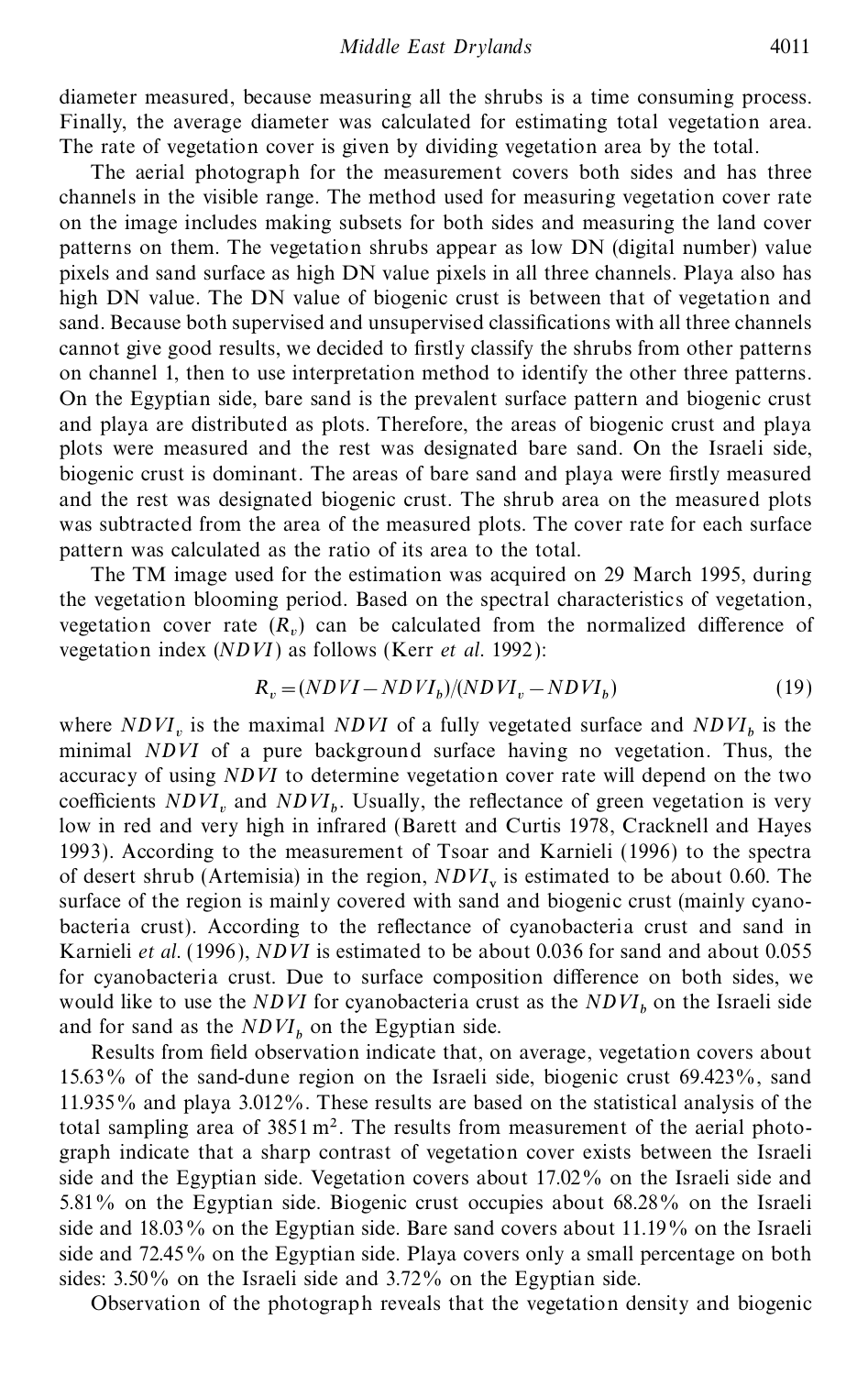diameter measured, because measuring all the shrubs is a time consuming process. Finally, the average diameter was calculated for estimating total vegetation area. The rate of vegetation cover is given by dividing vegetation area by the total.

The aerial photograph for the measurement covers both sides and has three channels in the visible range. The method used for measuring vegetation cover rate on the image includes making subsets for both sides and measuring the land cover patterns on them. The vegetation shrubs appear as low DN (digital number) value pixels and sand surface as high DN value pixels in all three channels. Playa also has high DN value. The DN value of biogenic crust is between that of vegetation and sand. Because both supervised and unsupervised classifications with all three channels cannot give good results, we decided to firstly classify the shrubs from other patterns on channel 1, then to use interpretation method to identify the other three patterns. On the Egyptian side, bare sand is the prevalent surface pattern and biogenic crust and playa are distributed as plots. Therefore, the areas of biogenic crust and playa plots were measured and the rest was designated bare sand. On the Israeli side, biogenic crust is dominant. The areas of bare sand and playa were firstly measured and the rest was designated biogenic crust. The shrub area on the measured plots was subtracted from the area of the measured plots. The cover rate for each surface pattern was calculated as the ratio of its area to the total.

The TM image used for the estimation was acquired on 29 March 1995, during the vegetation blooming period. Based on the spectral characteristics of vegetation, vegetation cover rate ($R_v$) can be calculated from the normalized difference of vegetation index (*NDVI*) as follows (Kerr *et al.* 1992):

$$R_v = (NDVI - NDVI_b)/(NDVI_v - NDVI_b) \tag{19}$$

where $NDVI_v$ is the maximal *NDVI* of a fully vegetated surface and $NDVI_b$ is the minimal *NDVI* of a pure background surface having no vegetation. Thus, the accuracy of using *NDVI* to determine vegetation cover rate will depend on the two coefficients $NDVI_v$ and $NDVI_b$. Usually, the reflectance of green vegetation is very low in red and very high in infrared (Barett and Curtis 1978, Cracknell and Hayes 1993). According to the measurement of Tsoar and Karnieli (1996) to the spectra of desert shrub (Artemisia) in the region, $NDVI_v$ is estimated to be about 0.60. The surface of the region is mainly covered with sand and biogenic crust (mainly cyanobacteria crust). According to the reflectance of cyanobacteria crust and sand in Karnieli *et al.* (1996), *NDVI* is estimated to be about 0.036 for sand and about 0.055 for cyanobacteria crust. Due to surface composition difference on both sides, we would like to use the *NDVI* for cyanobacteria crust as the $NDVI_b$ on the Israeli side and for sand as the $NDVI_b$ on the Egyptian side.

Results from field observation indicate that, on average, vegetation covers about 15.63% of the sand-dune region on the Israeli side, biogenic crust 69.423%, sand 11.935% and playa 3.012%. These results are based on the statistical analysis of the total sampling area of 3851 m$^2$. The results from measurement of the aerial photograph indicate that a sharp contrast of vegetation cover exists between the Israeli side and the Egyptian side. Vegetation covers about 17.02% on the Israeli side and 5.81% on the Egyptian side. Biogenic crust occupies about 68.28% on the Israeli side and 18.03% on the Egyptian side. Bare sand covers about 11.19% on the Israeli side and 72.45% on the Egyptian side. Playa covers only a small percentage on both sides: 3.50% on the Israeli side and 3.72% on the Egyptian side.

Observation of the photograph reveals that the vegetation density and biogenic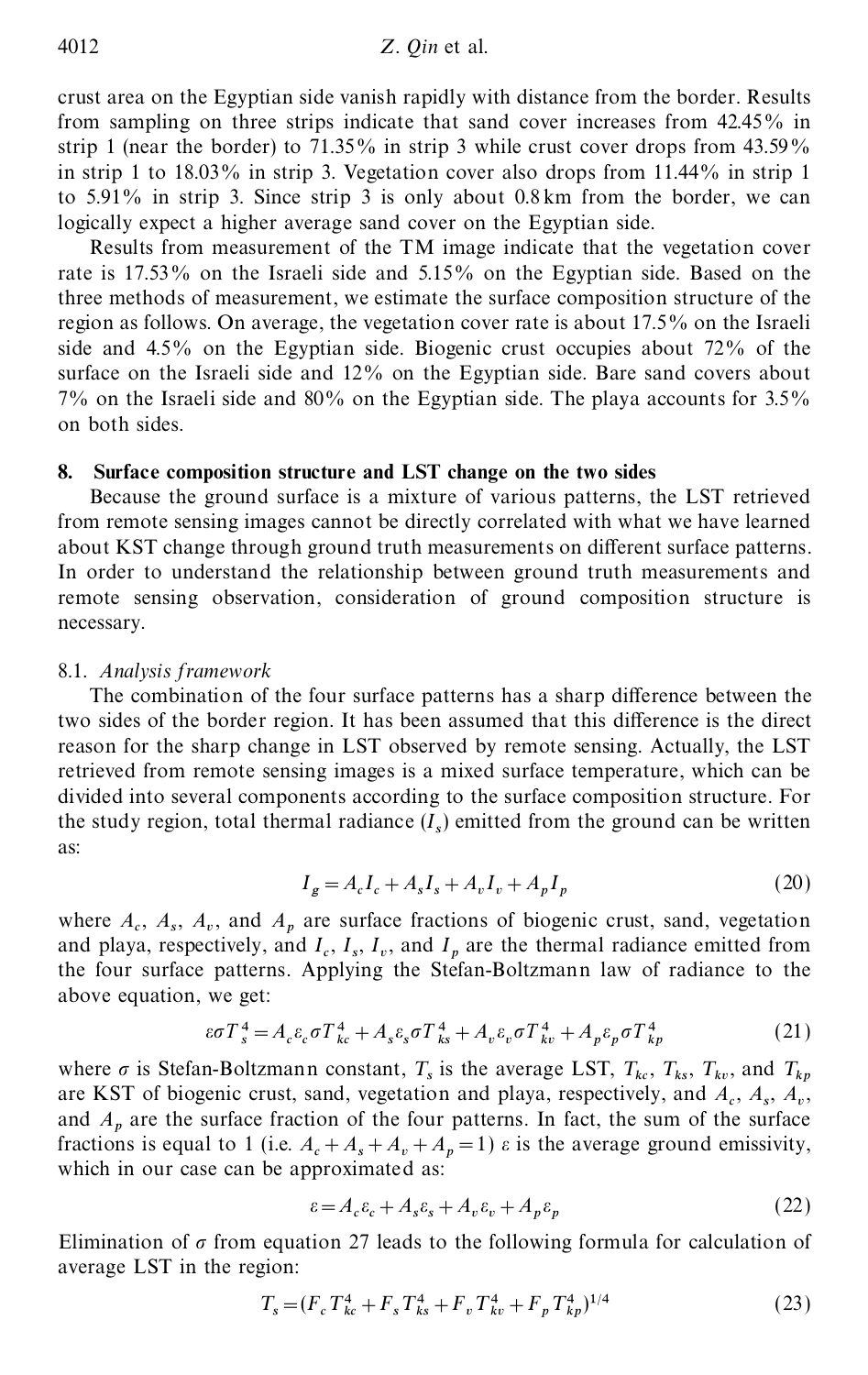crust area on the Egyptian side vanish rapidly with distance from the border. Results from sampling on three strips indicate that sand cover increases from 42.45% in strip 1 (near the border) to 71.35% in strip 3 while crust cover drops from 43.59% in strip 1 to 18.03% in strip 3. Vegetation cover also drops from 11.44% in strip 1 to 5.91% in strip 3. Since strip 3 is only about 0.8 km from the border, we can logically expect a higher average sand cover on the Egyptian side.

Results from measurement of the TM image indicate that the vegetation cover rate is 17.53% on the Israeli side and 5.15% on the Egyptian side. Based on the three methods of measurement, we estimate the surface composition structure of the region as follows. On average, the vegetation cover rate is about 17.5% on the Israeli side and 4.5% on the Egyptian side. Biogenic crust occupies about 72% of the surface on the Israeli side and 12% on the Egyptian side. Bare sand covers about 7% on the Israeli side and 80% on the Egyptian side. The playa accounts for 3.5% on both sides.

## 8. Surface composition structure and LST change on the two sides

Because the ground surface is a mixture of various patterns, the LST retrieved from remote sensing images cannot be directly correlated with what we have learned about KST change through ground truth measurements on different surface patterns. In order to understand the relationship between ground truth measurements and remote sensing observation, consideration of ground composition structure is necessary.

### 8.1. *Analysis framework*

The combination of the four surface patterns has a sharp difference between the two sides of the border region. It has been assumed that this difference is the direct reason for the sharp change in LST observed by remote sensing. Actually, the LST retrieved from remote sensing images is a mixed surface temperature, which can be divided into several components according to the surface composition structure. For the study region, total thermal radiance ($I_s$) emitted from the ground can be written as:

$$I_g = A_c I_c + A_s I_s + A_v I_v + A_p I_p \tag{20}$$

where $A_c$, $A_s$, $A_v$, and $A_p$ are surface fractions of biogenic crust, sand, vegetation and playa, respectively, and $I_c$, $I_s$, $I_v$, and $I_p$ are the thermal radiance emitted from the four surface patterns. Applying the Stefan-Boltzmann law of radiance to the above equation, we get:

$$\varepsilon \sigma T_s^4 = A_c \varepsilon_c \sigma T_{kc}^4 + A_s \varepsilon_s \sigma T_{ks}^4 + A_v \varepsilon_v \sigma T_{kv}^4 + A_p \varepsilon_p \sigma T_{kp}^4 \tag{21}$$

where $\sigma$ is Stefan-Boltzmann constant, $T_s$ is the average LST, $T_{kc}$, $T_{ks}$, $T_{kv}$, and $T_{kp}$ are KST of biogenic crust, sand, vegetation and playa, respectively, and $A_c$, $A_s$, $A_v$, and $A_p$ are the surface fraction of the four patterns. In fact, the sum of the surface fractions is equal to 1 (i.e. $A_c + A_s + A_v + A_p = 1$) $\varepsilon$ is the average ground emissivity, which in our case can be approximated as:

$$\varepsilon = A_c \varepsilon_c + A_s \varepsilon_s + A_v \varepsilon_v + A_p \varepsilon_p \tag{22}$$

Elimination of $\sigma$ from equation 27 leads to the following formula for calculation of average LST in the region:

$$T_s = (F_c T_{kc}^4 + F_s T_{ks}^4 + F_v T_{kv}^4 + F_p T_{kp}^4)^{1/4} \tag{23}$$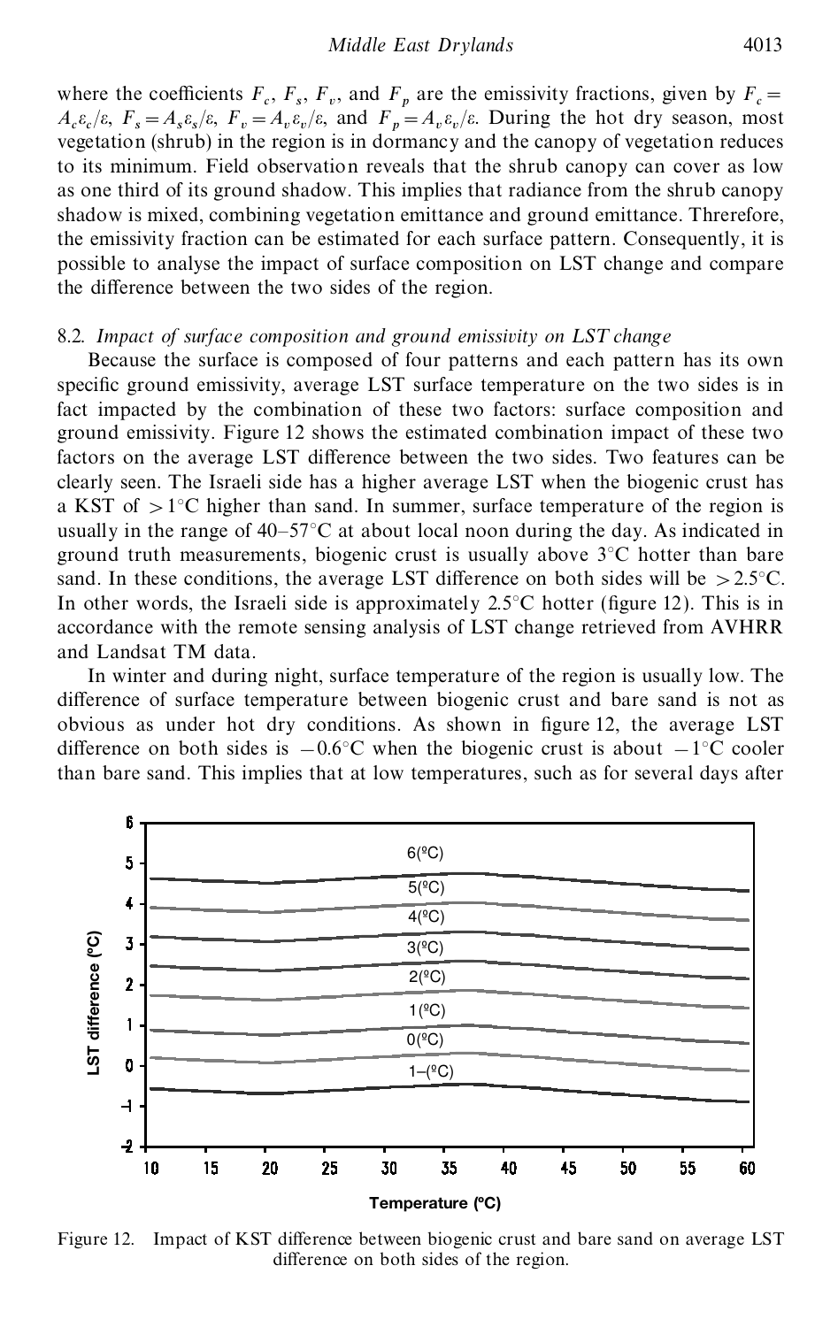where the coefficients $F_c$, $F_s$, $F_v$, and $F_p$ are the emissivity fractions, given by $F_c = A_c \varepsilon_c / \varepsilon$, $F_s = A_s \varepsilon_s / \varepsilon$, $F_v = A_v \varepsilon_v / \varepsilon$, and $F_p = A_v \varepsilon_v / \varepsilon$. During the hot dry season, most vegetation (shrub) in the region is in dormancy and the canopy of vegetation reduces to its minimum. Field observation reveals that the shrub canopy can cover as low as one third of its ground shadow. This implies that radiance from the shrub canopy shadow is mixed, combining vegetation emittance and ground emittance. Threrefore, the emissivity fraction can be estimated for each surface pattern. Consequently, it is possible to analyse the impact of surface composition on LST change and compare the difference between the two sides of the region.

### 8.2. *Impact of surface composition and ground emissivity on LST change*

Because the surface is composed of four patterns and each pattern has its own specific ground emissivity, average LST surface temperature on the two sides is in fact impacted by the combination of these two factors: surface composition and ground emissivity. Figure 12 shows the estimated combination impact of these two factors on the average LST difference between the two sides. Two features can be clearly seen. The Israeli side has a higher average LST when the biogenic crust has a KST of $>1°C$ higher than sand. In summer, surface temperature of the region is usually in the range of 40–57°C at about local noon during the day. As indicated in ground truth measurements, biogenic crust is usually above 3°C hotter than bare sand. In these conditions, the average LST difference on both sides will be $>2.5°C$. In other words, the Israeli side is approximately 2.5°C hotter (figure 12). This is in accordance with the remote sensing analysis of LST change retrieved from AVHRR and Landsat TM data.

In winter and during night, surface temperature of the region is usually low. The difference of surface temperature between biogenic crust and bare sand is not as obvious as under hot dry conditions. As shown in figure 12, the average LST difference on both sides is $-0.6°C$ when the biogenic crust is about $-1°C$ cooler than bare sand. This implies that at low temperatures, such as for several days after

Figure 12. Impact of KST difference between biogenic crust and bare sand on average LST difference on both sides of the region.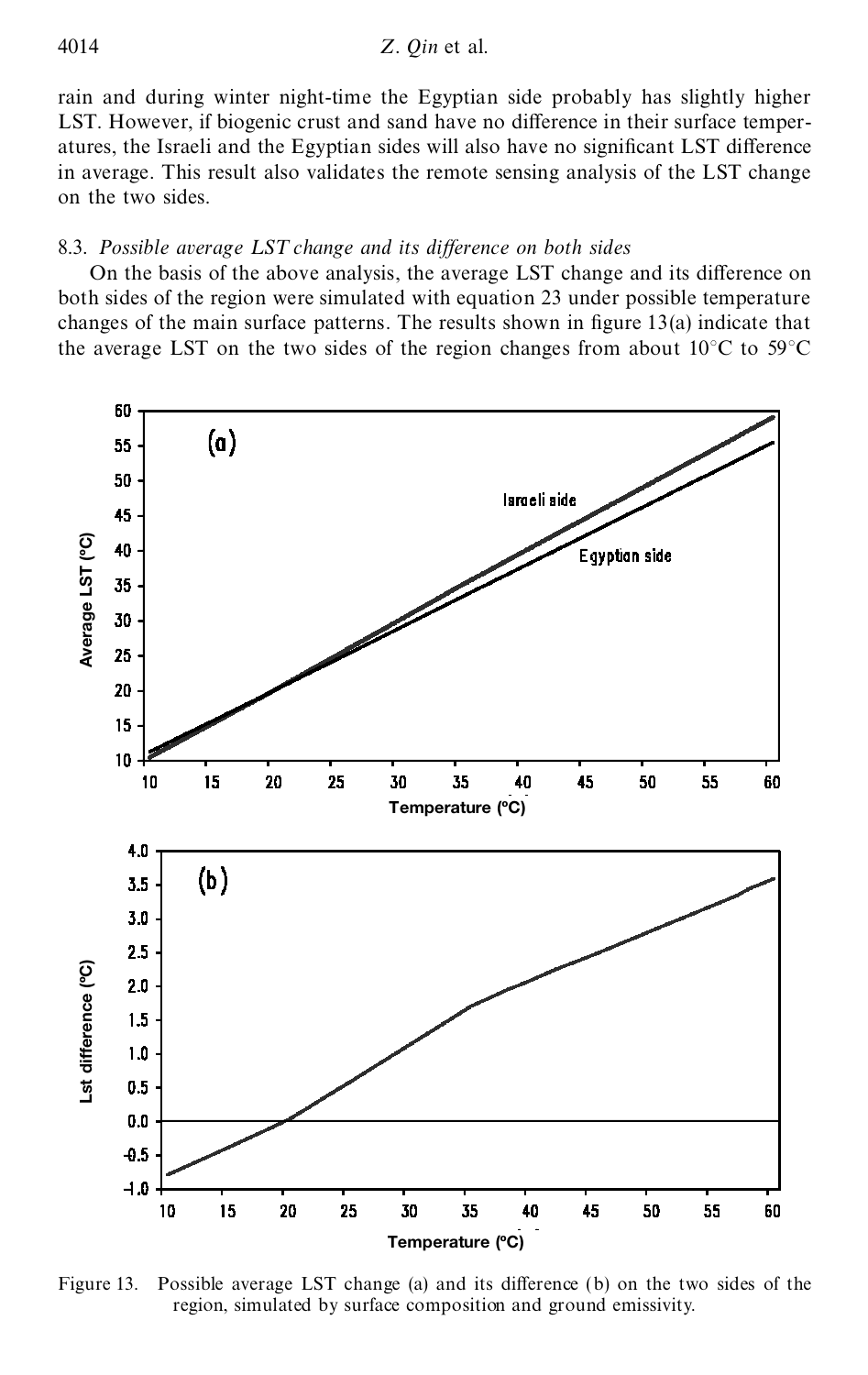rain and during winter night-time the Egyptian side probably has slightly higher LST. However, if biogenic crust and sand have no difference in their surface temperatures, the Israeli and the Egyptian sides will also have no significant LST difference in average. This result also validates the remote sensing analysis of the LST change on the two sides.

### 8.3. *Possible average LST change and its difference on both sides*

On the basis of the above analysis, the average LST change and its difference on both sides of the region were simulated with equation 23 under possible temperature changes of the main surface patterns. The results shown in figure 13(a) indicate that the average LST on the two sides of the region changes from about 10°C to 59°C

Figure 13. Possible average LST change (a) and its difference (b) on the two sides of the region, simulated by surface composition and ground emissivity.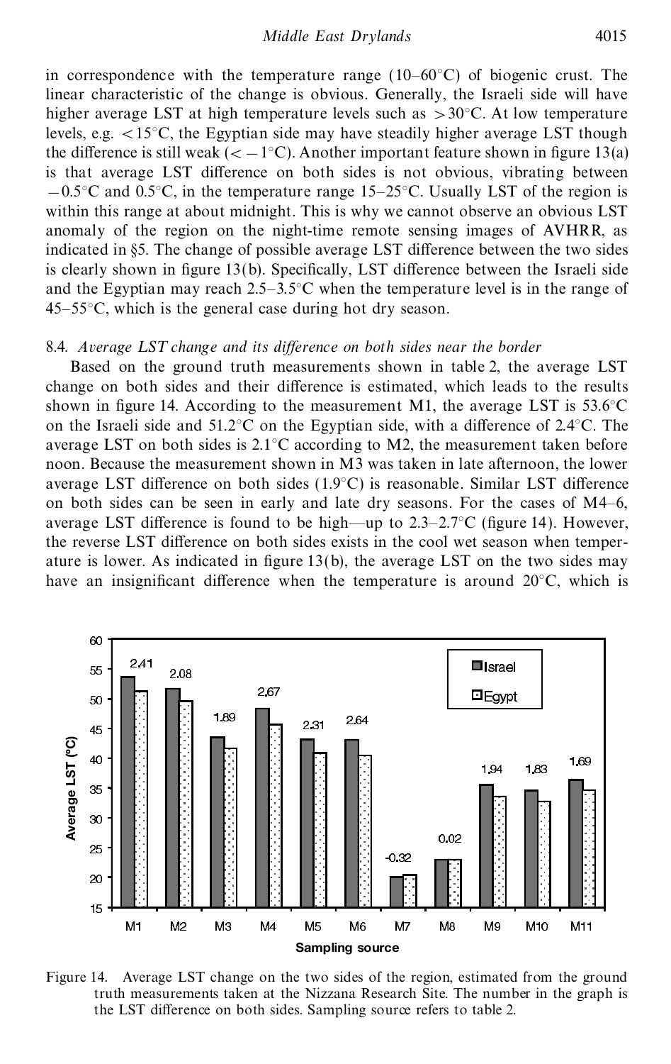in correspondence with the temperature range (10–60°C) of biogenic crust. The linear characteristic of the change is obvious. Generally, the Israeli side will have higher average LST at high temperature levels such as >30°C. At low temperature levels, e.g. <15°C, the Egyptian side may have steadily higher average LST though the difference is still weak (< −1°C). Another important feature shown in figure 13(a) is that average LST difference on both sides is not obvious, vibrating between −0.5°C and 0.5°C, in the temperature range 15–25°C. Usually LST of the region is within this range at about midnight. This is why we cannot observe an obvious LST anomaly of the region on the night-time remote sensing images of AVHRR, as indicated in §5. The change of possible average LST difference between the two sides is clearly shown in figure 13(b). Specifically, LST difference between the Israeli side and the Egyptian may reach 2.5–3.5°C when the temperature level is in the range of 45–55°C, which is the general case during hot dry season.

### 8.4. *Average LST change and its difference on both sides near the border*

Based on the ground truth measurements shown in table 2, the average LST change on both sides and their difference is estimated, which leads to the results shown in figure 14. According to the measurement M1, the average LST is 53.6°C on the Israeli side and 51.2°C on the Egyptian side, with a difference of 2.4°C. The average LST on both sides is 2.1°C according to M2, the measurement taken before noon. Because the measurement shown in M3 was taken in late afternoon, the lower average LST difference on both sides (1.9°C) is reasonable. Similar LST difference on both sides can be seen in early and late dry seasons. For the cases of M4–6, average LST difference is found to be high—up to 2.3–2.7°C (figure 14). However, the reverse LST difference on both sides exists in the cool wet season when temperature is lower. As indicated in figure 13(b), the average LST on the two sides may have an insignificant difference when the temperature is around 20°C, which is

Figure 14. Average LST change on the two sides of the region, estimated from the ground truth measurements taken at the Nizzana Research Site. The number in the graph is the LST difference on both sides. Sampling source refers to table 2.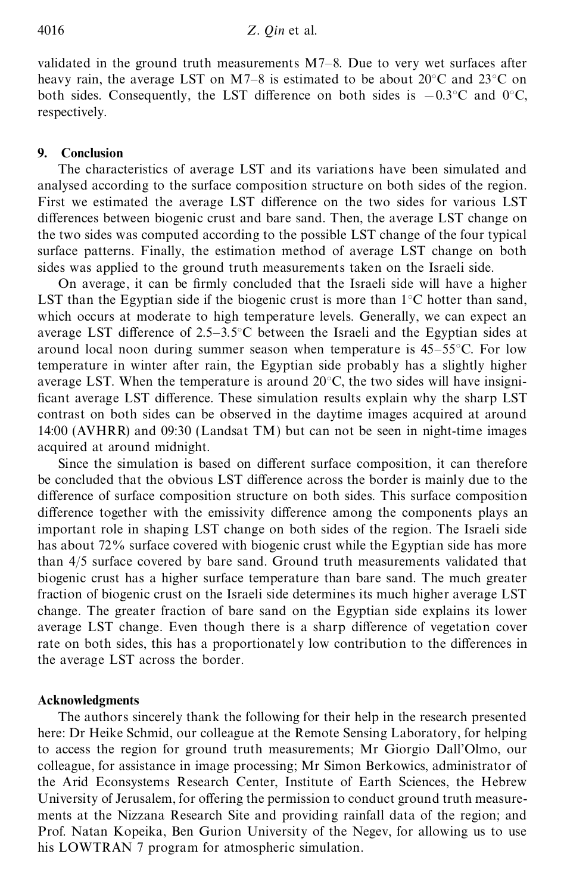validated in the ground truth measurements M7–8. Due to very wet surfaces after heavy rain, the average LST on M7–8 is estimated to be about 20°C and 23°C on both sides. Consequently, the LST difference on both sides is −0.3°C and 0°C, respectively.

## 9. Conclusion

The characteristics of average LST and its variations have been simulated and analysed according to the surface composition structure on both sides of the region. First we estimated the average LST difference on the two sides for various LST differences between biogenic crust and bare sand. Then, the average LST change on the two sides was computed according to the possible LST change of the four typical surface patterns. Finally, the estimation method of average LST change on both sides was applied to the ground truth measurements taken on the Israeli side.

On average, it can be firmly concluded that the Israeli side will have a higher LST than the Egyptian side if the biogenic crust is more than 1°C hotter than sand, which occurs at moderate to high temperature levels. Generally, we can expect an average LST difference of 2.5–3.5°C between the Israeli and the Egyptian sides at around local noon during summer season when temperature is 45–55°C. For low temperature in winter after rain, the Egyptian side probably has a slightly higher average LST. When the temperature is around 20°C, the two sides will have insignificant average LST difference. These simulation results explain why the sharp LST contrast on both sides can be observed in the daytime images acquired at around 14:00 (AVHRR) and 09:30 (Landsat TM) but can not be seen in night-time images acquired at around midnight.

Since the simulation is based on different surface composition, it can therefore be concluded that the obvious LST difference across the border is mainly due to the difference of surface composition structure on both sides. This surface composition difference together with the emissivity difference among the components plays an important role in shaping LST change on both sides of the region. The Israeli side has about 72% surface covered with biogenic crust while the Egyptian side has more than 4/5 surface covered by bare sand. Ground truth measurements validated that biogenic crust has a higher surface temperature than bare sand. The much greater fraction of biogenic crust on the Israeli side determines its much higher average LST change. The greater fraction of bare sand on the Egyptian side explains its lower average LST change. Even though there is a sharp difference of vegetation cover rate on both sides, this has a proportionately low contribution to the differences in the average LST across the border.

## Acknowledgments

The authors sincerely thank the following for their help in the research presented here: Dr Heike Schmid, our colleague at the Remote Sensing Laboratory, for helping to access the region for ground truth measurements; Mr Giorgio Dall'Olmo, our colleague, for assistance in image processing; Mr Simon Berkowics, administrator of the Arid Econsystems Research Center, Institute of Earth Sciences, the Hebrew University of Jerusalem, for offering the permission to conduct ground truth measurements at the Nizzana Research Site and providing rainfall data of the region; and Prof. Natan Kopeika, Ben Gurion University of the Negev, for allowing us to use his LOWTRAN 7 program for atmospheric simulation.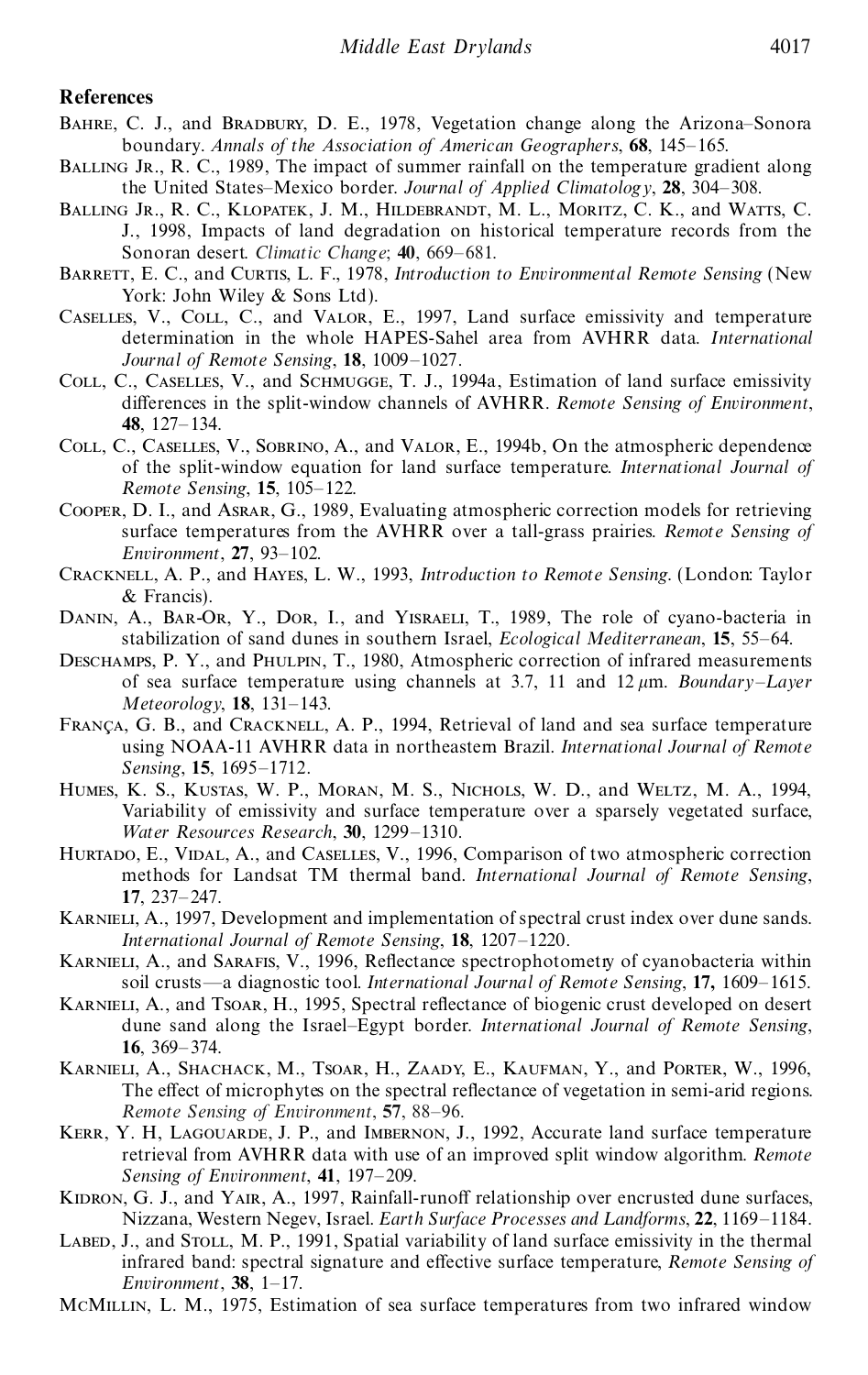## References

Bahre, C. J., and Bradbury, D. E., 1978, Vegetation change along the Arizona–Sonora boundary. *Annals of the Association of American Geographers*, **68**, 145–165.

Balling Jr., R. C., 1989, The impact of summer rainfall on the temperature gradient along the United States–Mexico border. *Journal of Applied Climatology*, **28**, 304–308.

Balling Jr., R. C., Klopatek, J. M., Hildebrandt, M. L., Moritz, C. K., and Watts, C. J., 1998, Impacts of land degradation on historical temperature records from the Sonoran desert. *Climatic Change*; **40**, 669–681.

Barrett, E. C., and Curtis, L. F., 1978, *Introduction to Environmental Remote Sensing* (New York: John Wiley & Sons Ltd).

Caselles, V., Coll, C., and Valor, E., 1997, Land surface emissivity and temperature determination in the whole HAPES-Sahel area from AVHRR data. *International Journal of Remote Sensing*, **18**, 1009–1027.

Coll, C., Caselles, V., and Schmugge, T. J., 1994a, Estimation of land surface emissivity differences in the split-window channels of AVHRR. *Remote Sensing of Environment*, **48**, 127–134.

Coll, C., Caselles, V., Sobrino, A., and Valor, E., 1994b, On the atmospheric dependence of the split-window equation for land surface temperature. *International Journal of Remote Sensing*, **15**, 105–122.

Cooper, D. I., and Asrar, G., 1989, Evaluating atmospheric correction models for retrieving surface temperatures from the AVHRR over a tall-grass prairies. *Remote Sensing of Environment*, **27**, 93–102.

Cracknell, A. P., and Hayes, L. W., 1993, *Introduction to Remote Sensing*. (London: Taylor & Francis).

Danin, A., Bar-Or, Y., Dor, I., and Yisraeli, T., 1989, The role of cyano-bacteria in stabilization of sand dunes in southern Israel, *Ecological Mediterranean*, **15**, 55–64.

Deschamps, P. Y., and Phulpin, T., 1980, Atmospheric correction of infrared measurements of sea surface temperature using channels at 3.7, 11 and 12 $\mu$m. *Boundary–Layer Meteorology*, **18**, 131–143.

França, G. B., and Cracknell, A. P., 1994, Retrieval of land and sea surface temperature using NOAA-11 AVHRR data in northeastern Brazil. *International Journal of Remote Sensing*, **15**, 1695–1712.

Humes, K. S., Kustas, W. P., Moran, M. S., Nichols, W. D., and Weltz, M. A., 1994, Variability of emissivity and surface temperature over a sparsely vegetated surface, *Water Resources Research*, **30**, 1299–1310.

Hurtado, E., Vidal, A., and Caselles, V., 1996, Comparison of two atmospheric correction methods for Landsat TM thermal band. *International Journal of Remote Sensing*, **17**, 237–247.

Karnieli, A., 1997, Development and implementation of spectral crust index over dune sands. *International Journal of Remote Sensing*, **18**, 1207–1220.

Karnieli, A., and Sarafis, V., 1996, Reflectance spectrophotometry of cyanobacteria within soil crusts—a diagnostic tool. *International Journal of Remote Sensing*, **17,** 1609–1615.

Karnieli, A., and Tsoar, H., 1995, Spectral reflectance of biogenic crust developed on desert dune sand along the Israel–Egypt border. *International Journal of Remote Sensing*, **16**, 369–374.

Karnieli, A., Shachack, M., Tsoar, H., Zaady, E., Kaufman, Y., and Porter, W., 1996, The effect of microphytes on the spectral reflectance of vegetation in semi-arid regions. *Remote Sensing of Environment*, **57**, 88–96.

Kerr, Y. H, Lagouarde, J. P., and Imbernon, J., 1992, Accurate land surface temperature retrieval from AVHRR data with use of an improved split window algorithm. *Remote Sensing of Environment*, **41**, 197–209.

Kidron, G. J., and Yair, A., 1997, Rainfall-runoff relationship over encrusted dune surfaces, Nizzana, Western Negev, Israel. *Earth Surface Processes and Landforms*, **22**, 1169–1184.

Labed, J., and Stoll, M. P., 1991, Spatial variability of land surface emissivity in the thermal infrared band: spectral signature and effective surface temperature, *Remote Sensing of Environment*, **38**, 1–17.

McMillin, L. M., 1975, Estimation of sea surface temperatures from two infrared window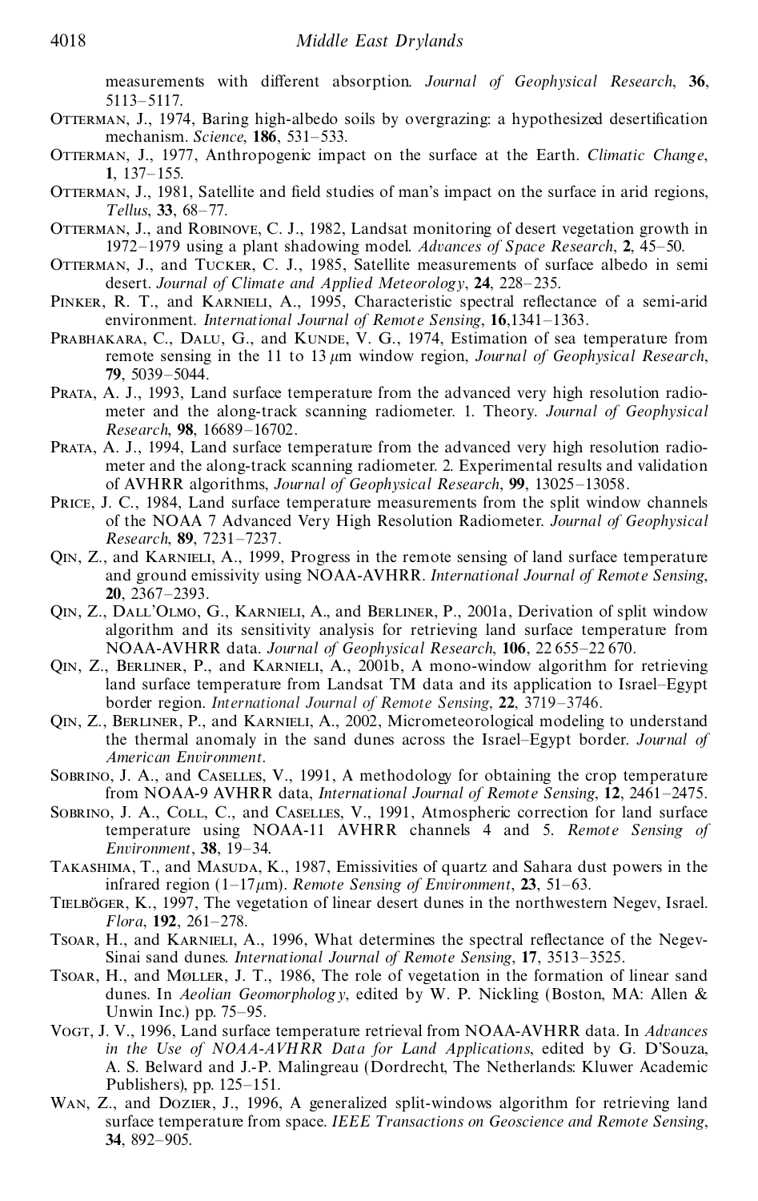measurements with different absorption. *Journal of Geophysical Research*, **36**, 5113–5117.

Otterman, J., 1974, Baring high-albedo soils by overgrazing: a hypothesized desertification mechanism. *Science*, **186**, 531–533.

Otterman, J., 1977, Anthropogenic impact on the surface at the Earth. *Climatic Change*, **1**, 137–155.

Otterman, J., 1981, Satellite and field studies of man's impact on the surface in arid regions, *Tellus*, **33**, 68–77.

Otterman, J., and Robinove, C. J., 1982, Landsat monitoring of desert vegetation growth in 1972–1979 using a plant shadowing model. *Advances of Space Research*, **2**, 45–50.

Otterman, J., and Tucker, C. J., 1985, Satellite measurements of surface albedo in semi desert. *Journal of Climate and Applied Meteorology*, **24**, 228–235.

Pinker, R. T., and Karnieli, A., 1995, Characteristic spectral reflectance of a semi-arid environment. *International Journal of Remote Sensing*, **16**,1341–1363.

Prabhakara, C., Dalu, G., and Kunde, V. G., 1974, Estimation of sea temperature from remote sensing in the 11 to 13 $\mu$m window region, *Journal of Geophysical Research*, **79**, 5039–5044.

Prata, A. J., 1993, Land surface temperature from the advanced very high resolution radiometer and the along-track scanning radiometer. 1. Theory. *Journal of Geophysical Research*, **98**, 16689–16702.

Prata, A. J., 1994, Land surface temperature from the advanced very high resolution radiometer and the along-track scanning radiometer. 2. Experimental results and validation of AVHRR algorithms, *Journal of Geophysical Research*, **99**, 13025–13058.

Price, J. C., 1984, Land surface temperature measurements from the split window channels of the NOAA 7 Advanced Very High Resolution Radiometer. *Journal of Geophysical Research*, **89**, 7231–7237.

Qin, Z., and Karnieli, A., 1999, Progress in the remote sensing of land surface temperature and ground emissivity using NOAA-AVHRR. *International Journal of Remote Sensing*, **20**, 2367–2393.

Qin, Z., Dall'Olmo, G., Karnieli, A., and Berliner, P., 2001a, Derivation of split window algorithm and its sensitivity analysis for retrieving land surface temperature from NOAA-AVHRR data. *Journal of Geophysical Research*, **106**, 22 655–22 670.

Qin, Z., Berliner, P., and Karnieli, A., 2001b, A mono-window algorithm for retrieving land surface temperature from Landsat TM data and its application to Israel–Egypt border region. *International Journal of Remote Sensing*, **22**, 3719–3746.

Qin, Z., Berliner, P., and Karnieli, A., 2002, Micrometeorological modeling to understand the thermal anomaly in the sand dunes across the Israel–Egypt border. *Journal of American Environment*.

Sobrino, J. A., and Caselles, V., 1991, A methodology for obtaining the crop temperature from NOAA-9 AVHRR data, *International Journal of Remote Sensing*, **12**, 2461–2475.

Sobrino, J. A., Coll, C., and Caselles, V., 1991, Atmospheric correction for land surface temperature using NOAA-11 AVHRR channels 4 and 5. *Remote Sensing of Environment*, **38**, 19–34.

Takashima, T., and Masuda, K., 1987, Emissivities of quartz and Sahara dust powers in the infrared region (1–17 $\mu$m). *Remote Sensing of Environment*, **23**, 51–63.

Tielböger, K., 1997, The vegetation of linear desert dunes in the northwestern Negev, Israel. *Flora*, **192**, 261–278.

Tsoar, H., and Karnieli, A., 1996, What determines the spectral reflectance of the Negev-Sinai sand dunes. *International Journal of Remote Sensing*, **17**, 3513–3525.

Tsoar, H., and Møller, J. T., 1986, The role of vegetation in the formation of linear sand dunes. In *Aeolian Geomorphology*, edited by W. P. Nickling (Boston, MA: Allen & Unwin Inc.) pp. 75–95.

Vogt, J. V., 1996, Land surface temperature retrieval from NOAA-AVHRR data. In *Advances in the Use of NOAA-AVHRR Data for Land Applications*, edited by G. D'Souza, A. S. Belward and J.-P. Malingreau (Dordrecht, The Netherlands: Kluwer Academic Publishers), pp. 125–151.

Wan, Z., and Dozier, J., 1996, A generalized split-windows algorithm for retrieving land surface temperature from space. *IEEE Transactions on Geoscience and Remote Sensing*, **34**, 892–905.